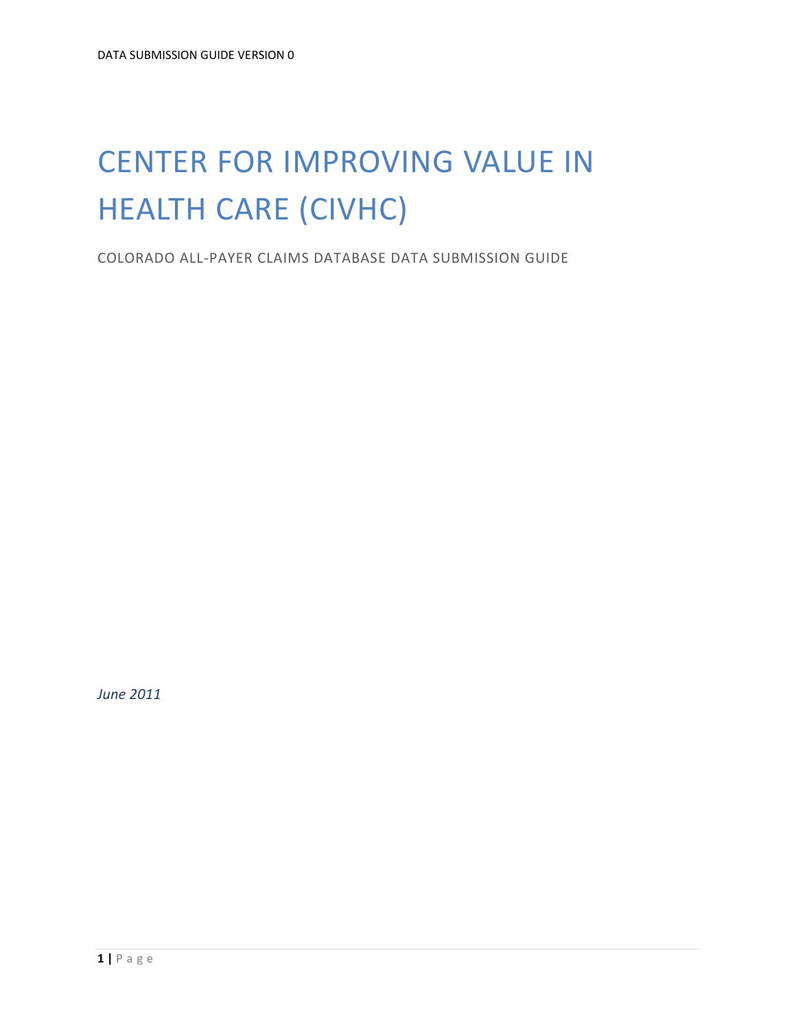# CENTER FOR IMPROVING VALUE IN HEALTH CARE (CIVHC)

COLORADO ALL-PAYER CLAIMS DATABASE DATA SUBMISSION GUIDE

*June 2011*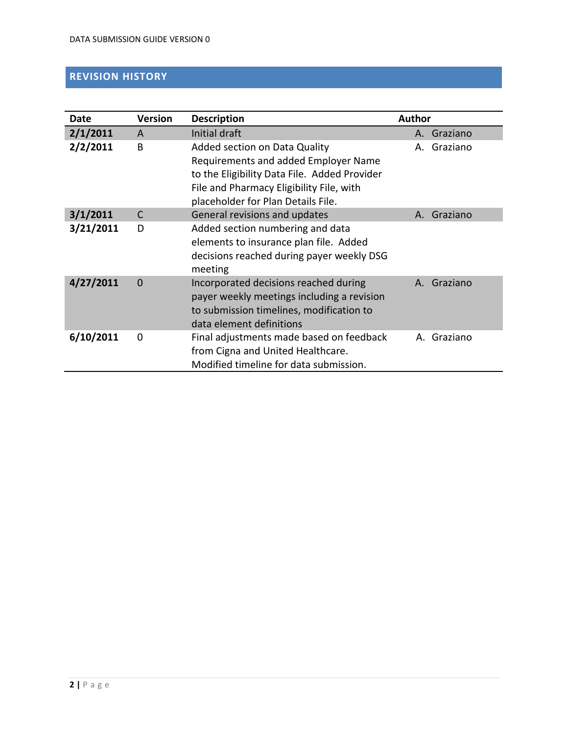## REVISION HISTORY

| Date | Version | Description | Author |
|---|---|---|---|
| **2/1/2011** | A | Initial draft | A. Graziano |
| **2/2/2011** | B | Added section on Data Quality Requirements and added Employer Name to the Eligibility Data File. Added Provider File and Pharmacy Eligibility File, with placeholder for Plan Details File. | A. Graziano |
| **3/1/2011** | C | General revisions and updates | A. Graziano |
| **3/21/2011** | D | Added section numbering and data elements to insurance plan file. Added decisions reached during payer weekly DSG meeting | |
| **4/27/2011** | 0 | Incorporated decisions reached during payer weekly meetings including a revision to submission timelines, modification to data element definitions | A. Graziano |
| **6/10/2011** | 0 | Final adjustments made based on feedback from Cigna and United Healthcare. Modified timeline for data submission. | A. Graziano |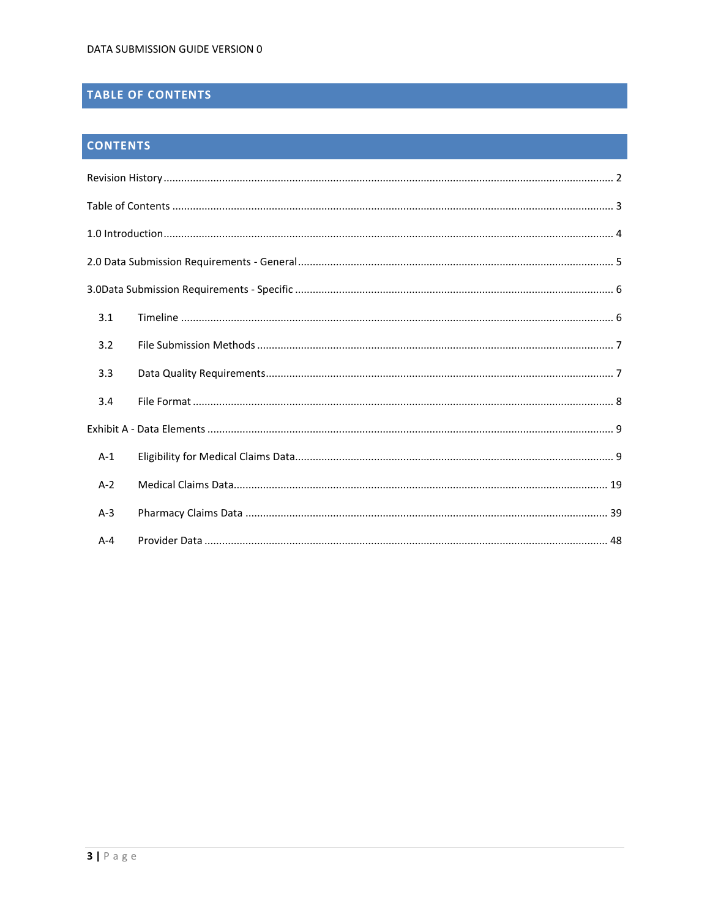# TABLE OF CONTENTS

## CONTENTS

Revision History ........................................................................................................ 2

Table of Contents ........................................................................................................ 3

1.0 Introduction ........................................................................................................ 4

2.0 Data Submission Requirements - General ........................................................................ 5

3.0Data Submission Requirements - Specific ........................................................................ 6

- 3.1 Timeline ........................................................................................................ 6
- 3.2 File Submission Methods ........................................................................................ 7
- 3.3 Data Quality Requirements ....................................................................................... 7
- 3.4 File Format ...................................................................................................... 8

Exhibit A - Data Elements ................................................................................................ 9

- A-1 Eligibility for Medical Claims Data ............................................................................ 9
- A-2 Medical Claims Data ........................................................................................... 19
- A-3 Pharmacy Claims Data ......................................................................................... 39
- A-4 Provider Data ................................................................................................... 48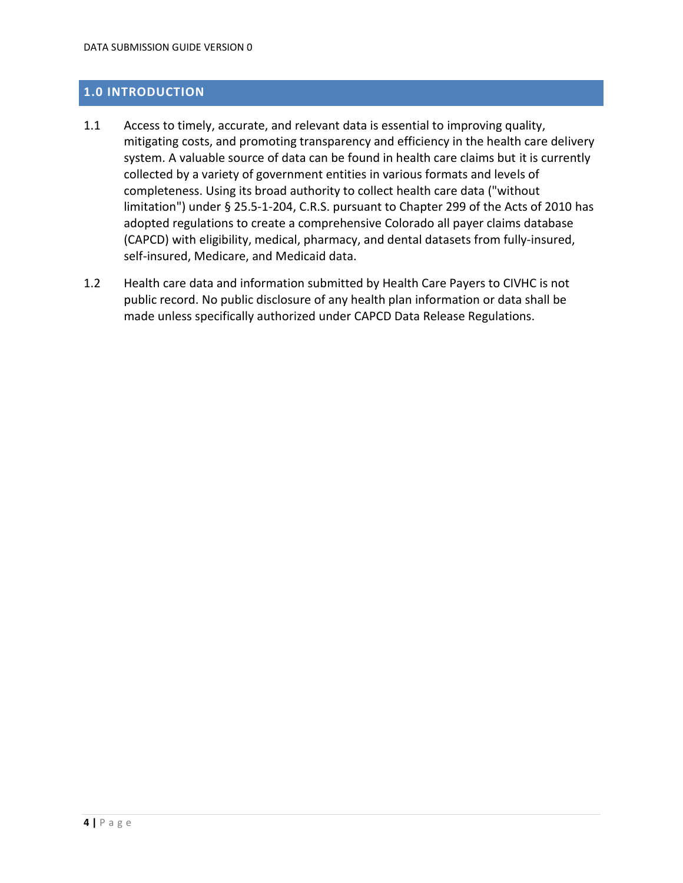## 1.0 INTRODUCTION

1.1 Access to timely, accurate, and relevant data is essential to improving quality, mitigating costs, and promoting transparency and efficiency in the health care delivery system. A valuable source of data can be found in health care claims but it is currently collected by a variety of government entities in various formats and levels of completeness. Using its broad authority to collect health care data ("without limitation") under § 25.5-1-204, C.R.S. pursuant to Chapter 299 of the Acts of 2010 has adopted regulations to create a comprehensive Colorado all payer claims database (CAPCD) with eligibility, medical, pharmacy, and dental datasets from fully-insured, self-insured, Medicare, and Medicaid data.

1.2 Health care data and information submitted by Health Care Payers to CIVHC is not public record. No public disclosure of any health plan information or data shall be made unless specifically authorized under CAPCD Data Release Regulations.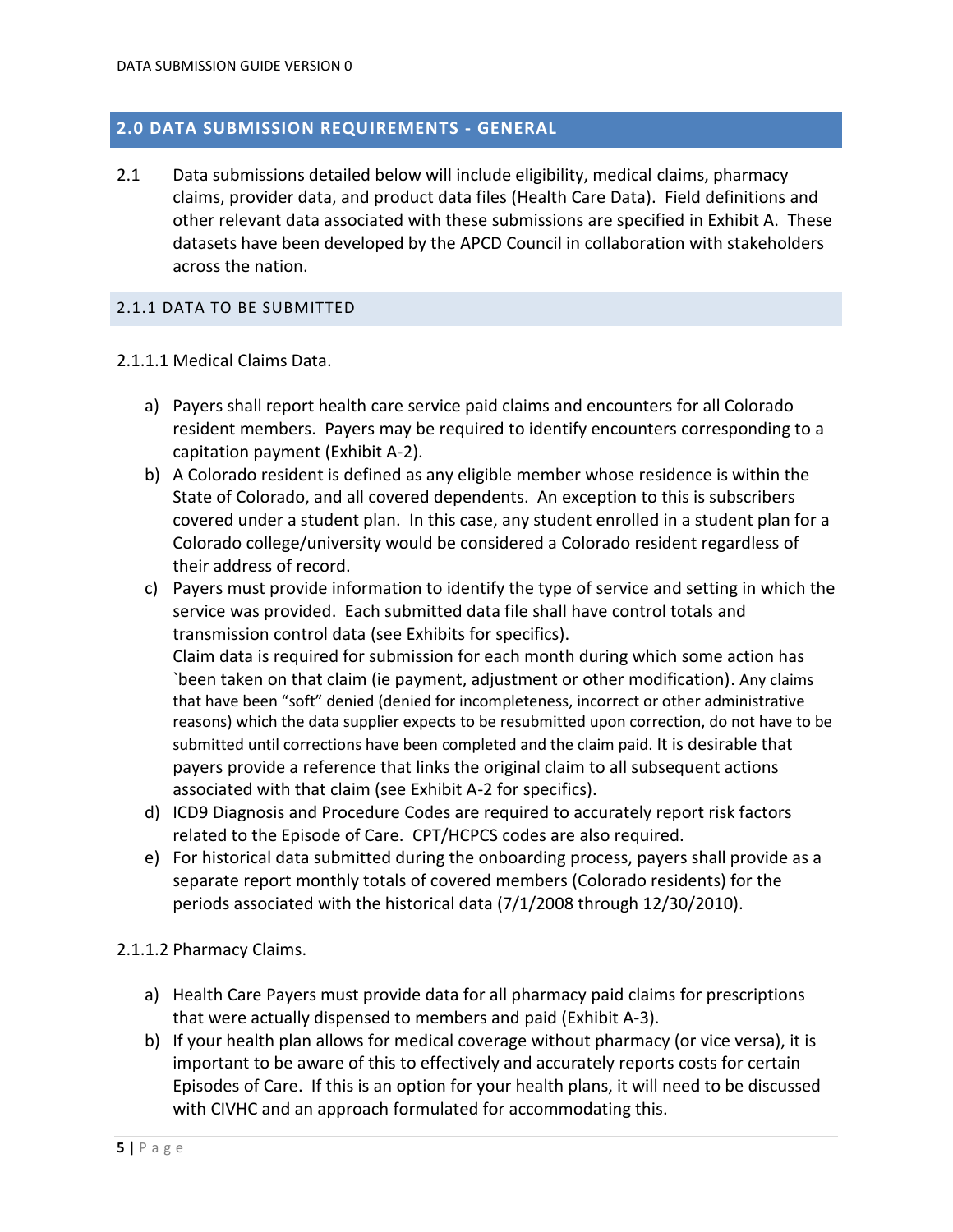## 2.0 DATA SUBMISSION REQUIREMENTS - GENERAL

2.1 Data submissions detailed below will include eligibility, medical claims, pharmacy claims, provider data, and product data files (Health Care Data). Field definitions and other relevant data associated with these submissions are specified in Exhibit A. These datasets have been developed by the APCD Council in collaboration with stakeholders across the nation.

### 2.1.1 DATA TO BE SUBMITTED

2.1.1.1 Medical Claims Data.

a) Payers shall report health care service paid claims and encounters for all Colorado resident members. Payers may be required to identify encounters corresponding to a capitation payment (Exhibit A-2).
b) A Colorado resident is defined as any eligible member whose residence is within the State of Colorado, and all covered dependents. An exception to this is subscribers covered under a student plan. In this case, any student enrolled in a student plan for a Colorado college/university would be considered a Colorado resident regardless of their address of record.
c) Payers must provide information to identify the type of service and setting in which the service was provided. Each submitted data file shall have control totals and transmission control data (see Exhibits for specifics).
   Claim data is required for submission for each month during which some action has `been taken on that claim (ie payment, adjustment or other modification). Any claims that have been "soft" denied (denied for incompleteness, incorrect or other administrative reasons) which the data supplier expects to be resubmitted upon correction, do not have to be submitted until corrections have been completed and the claim paid. It is desirable that payers provide a reference that links the original claim to all subsequent actions associated with that claim (see Exhibit A-2 for specifics).
d) ICD9 Diagnosis and Procedure Codes are required to accurately report risk factors related to the Episode of Care. CPT/HCPCS codes are also required.
e) For historical data submitted during the onboarding process, payers shall provide as a separate report monthly totals of covered members (Colorado residents) for the periods associated with the historical data (7/1/2008 through 12/30/2010).

2.1.1.2 Pharmacy Claims.

a) Health Care Payers must provide data for all pharmacy paid claims for prescriptions that were actually dispensed to members and paid (Exhibit A-3).
b) If your health plan allows for medical coverage without pharmacy (or vice versa), it is important to be aware of this to effectively and accurately reports costs for certain Episodes of Care. If this is an option for your health plans, it will need to be discussed with CIVHC and an approach formulated for accommodating this.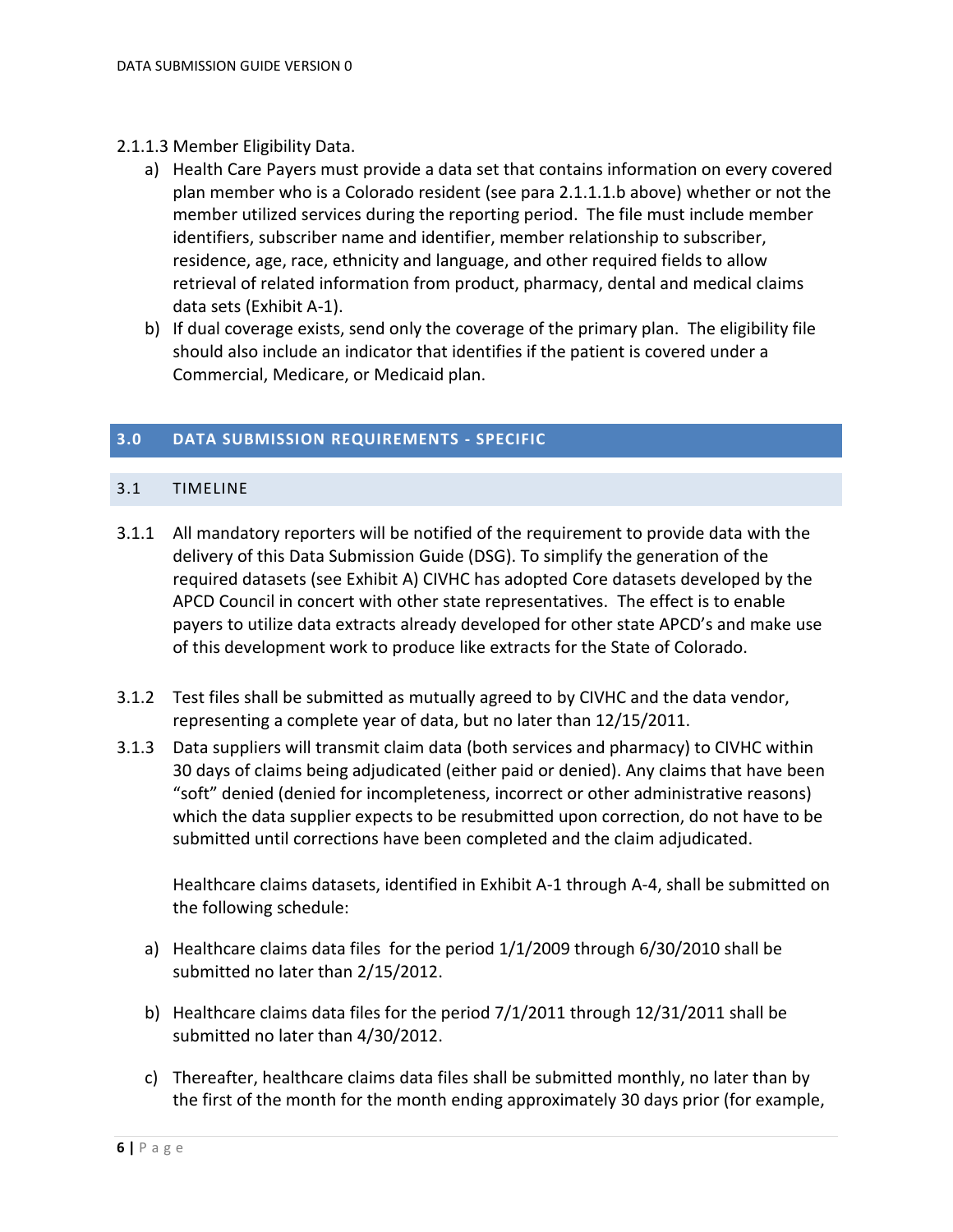2.1.1.3 Member Eligibility Data.

a) Health Care Payers must provide a data set that contains information on every covered plan member who is a Colorado resident (see para 2.1.1.1.b above) whether or not the member utilized services during the reporting period. The file must include member identifiers, subscriber name and identifier, member relationship to subscriber, residence, age, race, ethnicity and language, and other required fields to allow retrieval of related information from product, pharmacy, dental and medical claims data sets (Exhibit A-1).

b) If dual coverage exists, send only the coverage of the primary plan. The eligibility file should also include an indicator that identifies if the patient is covered under a Commercial, Medicare, or Medicaid plan.

## 3.0 DATA SUBMISSION REQUIREMENTS - SPECIFIC

### 3.1 TIMELINE

3.1.1 All mandatory reporters will be notified of the requirement to provide data with the delivery of this Data Submission Guide (DSG). To simplify the generation of the required datasets (see Exhibit A) CIVHC has adopted Core datasets developed by the APCD Council in concert with other state representatives. The effect is to enable payers to utilize data extracts already developed for other state APCD's and make use of this development work to produce like extracts for the State of Colorado.

3.1.2 Test files shall be submitted as mutually agreed to by CIVHC and the data vendor, representing a complete year of data, but no later than 12/15/2011.

3.1.3 Data suppliers will transmit claim data (both services and pharmacy) to CIVHC within 30 days of claims being adjudicated (either paid or denied). Any claims that have been "soft" denied (denied for incompleteness, incorrect or other administrative reasons) which the data supplier expects to be resubmitted upon correction, do not have to be submitted until corrections have been completed and the claim adjudicated.

Healthcare claims datasets, identified in Exhibit A-1 through A-4, shall be submitted on the following schedule:

a) Healthcare claims data files for the period 1/1/2009 through 6/30/2010 shall be submitted no later than 2/15/2012.

b) Healthcare claims data files for the period 7/1/2011 through 12/31/2011 shall be submitted no later than 4/30/2012.

c) Thereafter, healthcare claims data files shall be submitted monthly, no later than by the first of the month for the month ending approximately 30 days prior (for example,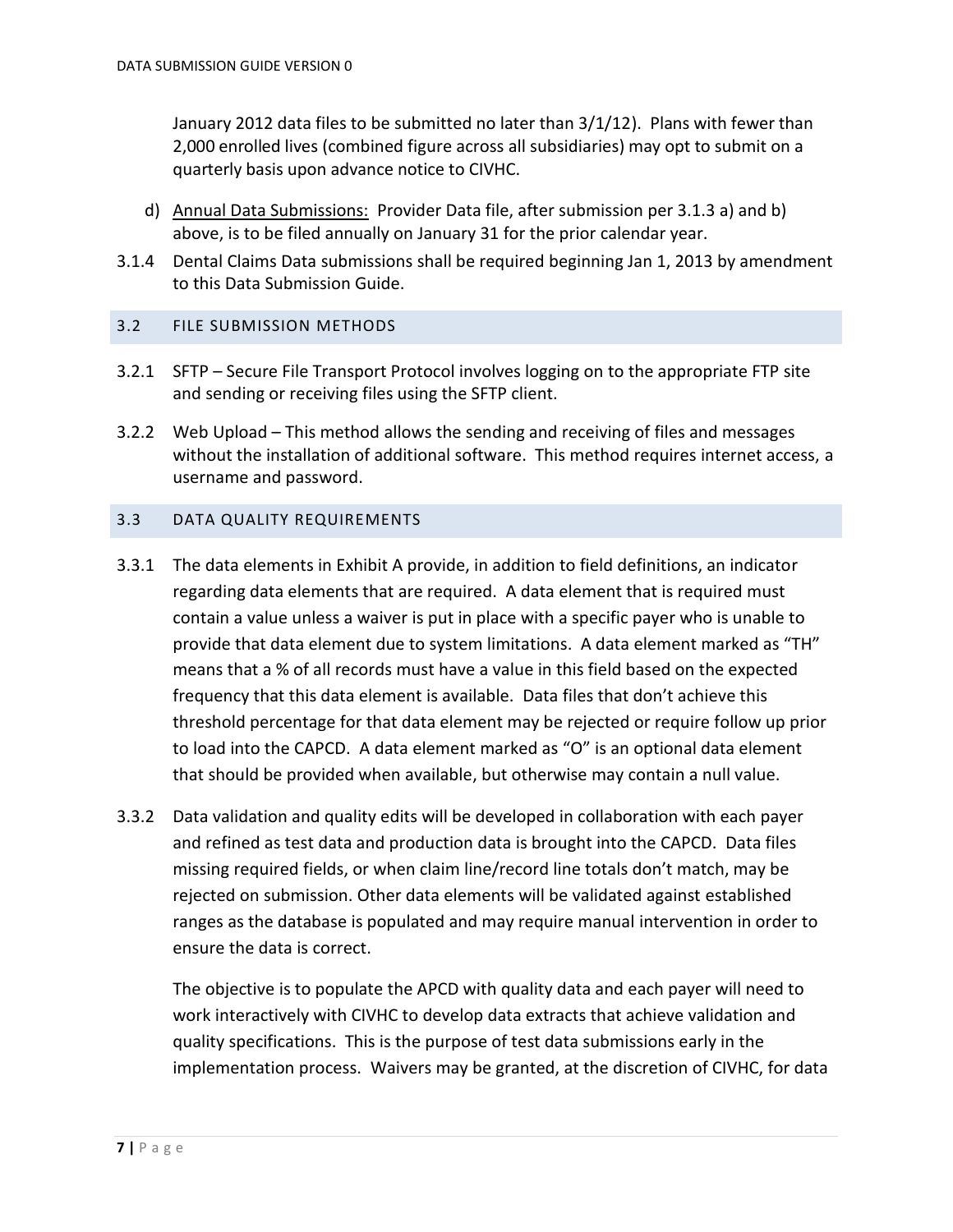January 2012 data files to be submitted no later than 3/1/12). Plans with fewer than 2,000 enrolled lives (combined figure across all subsidiaries) may opt to submit on a quarterly basis upon advance notice to CIVHC.

d) Annual Data Submissions: Provider Data file, after submission per 3.1.3 a) and b) above, is to be filed annually on January 31 for the prior calendar year.

3.1.4 Dental Claims Data submissions shall be required beginning Jan 1, 2013 by amendment to this Data Submission Guide.

## 3.2 FILE SUBMISSION METHODS

3.2.1 SFTP – Secure File Transport Protocol involves logging on to the appropriate FTP site and sending or receiving files using the SFTP client.

3.2.2 Web Upload – This method allows the sending and receiving of files and messages without the installation of additional software. This method requires internet access, a username and password.

## 3.3 DATA QUALITY REQUIREMENTS

3.3.1 The data elements in Exhibit A provide, in addition to field definitions, an indicator regarding data elements that are required. A data element that is required must contain a value unless a waiver is put in place with a specific payer who is unable to provide that data element due to system limitations. A data element marked as "TH" means that a % of all records must have a value in this field based on the expected frequency that this data element is available. Data files that don't achieve this threshold percentage for that data element may be rejected or require follow up prior to load into the CAPCD. A data element marked as "O" is an optional data element that should be provided when available, but otherwise may contain a null value.

3.3.2 Data validation and quality edits will be developed in collaboration with each payer and refined as test data and production data is brought into the CAPCD. Data files missing required fields, or when claim line/record line totals don't match, may be rejected on submission. Other data elements will be validated against established ranges as the database is populated and may require manual intervention in order to ensure the data is correct.

The objective is to populate the APCD with quality data and each payer will need to work interactively with CIVHC to develop data extracts that achieve validation and quality specifications. This is the purpose of test data submissions early in the implementation process. Waivers may be granted, at the discretion of CIVHC, for data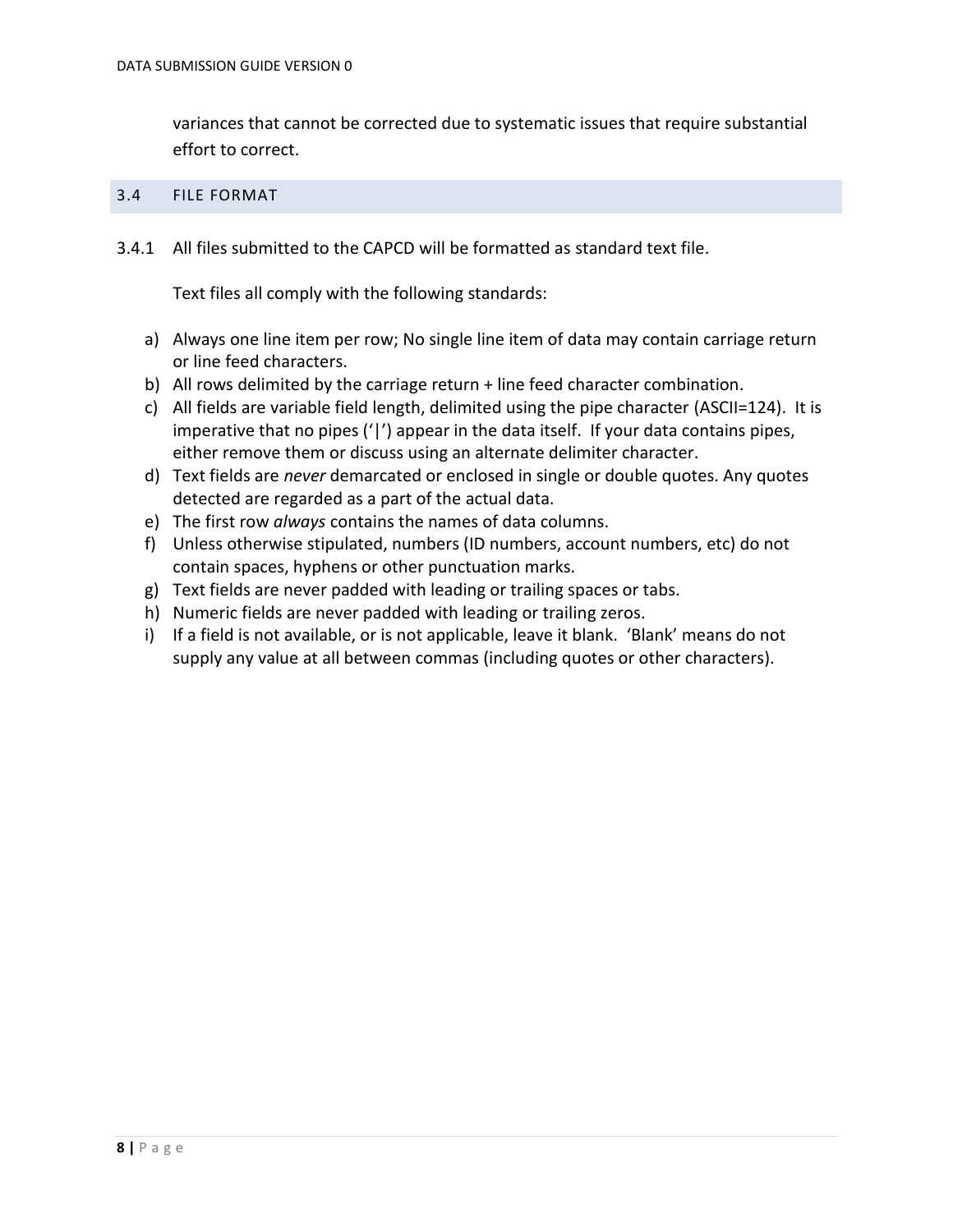variances that cannot be corrected due to systematic issues that require substantial effort to correct.

## 3.4 FILE FORMAT

3.4.1 All files submitted to the CAPCD will be formatted as standard text file.

Text files all comply with the following standards:

a) Always one line item per row; No single line item of data may contain carriage return or line feed characters.
b) All rows delimited by the carriage return + line feed character combination.
c) All fields are variable field length, delimited using the pipe character (ASCII=124). It is imperative that no pipes ('|') appear in the data itself. If your data contains pipes, either remove them or discuss using an alternate delimiter character.
d) Text fields are *never* demarcated or enclosed in single or double quotes. Any quotes detected are regarded as a part of the actual data.
e) The first row *always* contains the names of data columns.
f) Unless otherwise stipulated, numbers (ID numbers, account numbers, etc) do not contain spaces, hyphens or other punctuation marks.
g) Text fields are never padded with leading or trailing spaces or tabs.
h) Numeric fields are never padded with leading or trailing zeros.
i) If a field is not available, or is not applicable, leave it blank. 'Blank' means do not supply any value at all between commas (including quotes or other characters).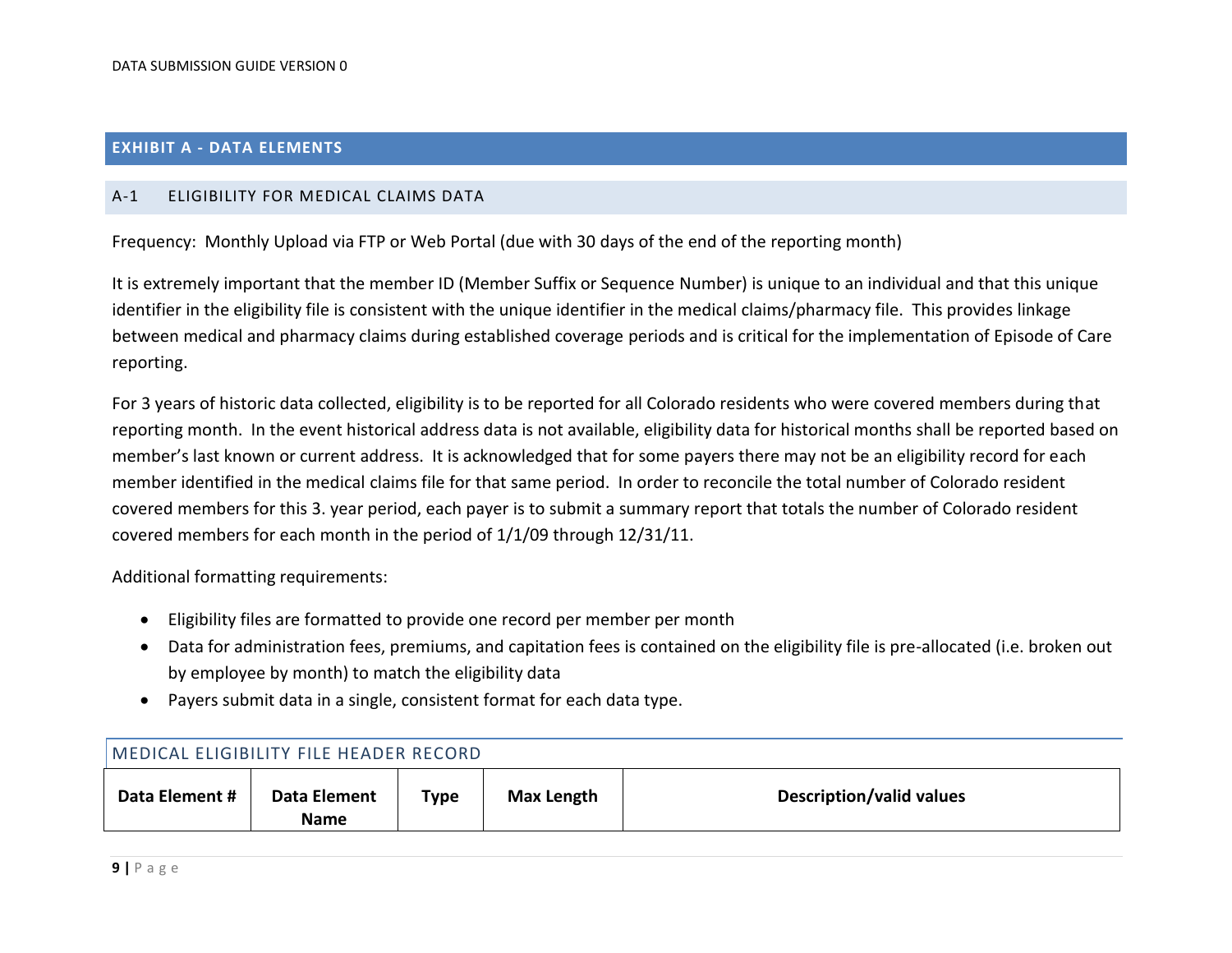# EXHIBIT A - DATA ELEMENTS

## A-1 ELIGIBILITY FOR MEDICAL CLAIMS DATA

Frequency: Monthly Upload via FTP or Web Portal (due with 30 days of the end of the reporting month)

It is extremely important that the member ID (Member Suffix or Sequence Number) is unique to an individual and that this unique identifier in the eligibility file is consistent with the unique identifier in the medical claims/pharmacy file. This provides linkage between medical and pharmacy claims during established coverage periods and is critical for the implementation of Episode of Care reporting.

For 3 years of historic data collected, eligibility is to be reported for all Colorado residents who were covered members during that reporting month. In the event historical address data is not available, eligibility data for historical months shall be reported based on member's last known or current address. It is acknowledged that for some payers there may not be an eligibility record for each member identified in the medical claims file for that same period. In order to reconcile the total number of Colorado resident covered members for this 3. year period, each payer is to submit a summary report that totals the number of Colorado resident covered members for each month in the period of 1/1/09 through 12/31/11.

Additional formatting requirements:

- Eligibility files are formatted to provide one record per member per month
- Data for administration fees, premiums, and capitation fees is contained on the eligibility file is pre-allocated (i.e. broken out by employee by month) to match the eligibility data
- Payers submit data in a single, consistent format for each data type.

### MEDICAL ELIGIBILITY FILE HEADER RECORD

| Data Element # | Data Element Name | Type | Max Length | Description/valid values |
|---|---|---|---|---|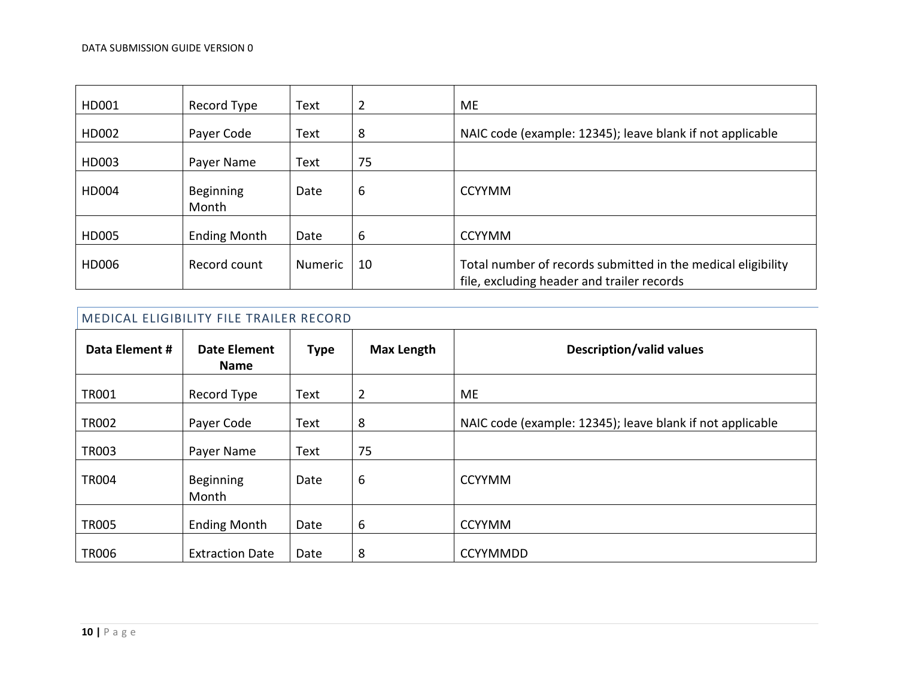| | | | | |
|---|---|---|---|---|
| HD001 | Record Type | Text | 2 | ME |
| HD002 | Payer Code | Text | 8 | NAIC code (example: 12345); leave blank if not applicable |
| HD003 | Payer Name | Text | 75 | |
| HD004 | Beginning Month | Date | 6 | CCYYMM |
| HD005 | Ending Month | Date | 6 | CCYYMM |
| HD006 | Record count | Numeric | 10 | Total number of records submitted in the medical eligibility file, excluding header and trailer records |

## MEDICAL ELIGIBILITY FILE TRAILER RECORD

| Data Element # | Date Element Name | Type | Max Length | Description/valid values |
|---|---|---|---|---|
| TR001 | Record Type | Text | 2 | ME |
| TR002 | Payer Code | Text | 8 | NAIC code (example: 12345); leave blank if not applicable |
| TR003 | Payer Name | Text | 75 | |
| TR004 | Beginning Month | Date | 6 | CCYYMM |
| TR005 | Ending Month | Date | 6 | CCYYMM |
| TR006 | Extraction Date | Date | 8 | CCYYMMDD |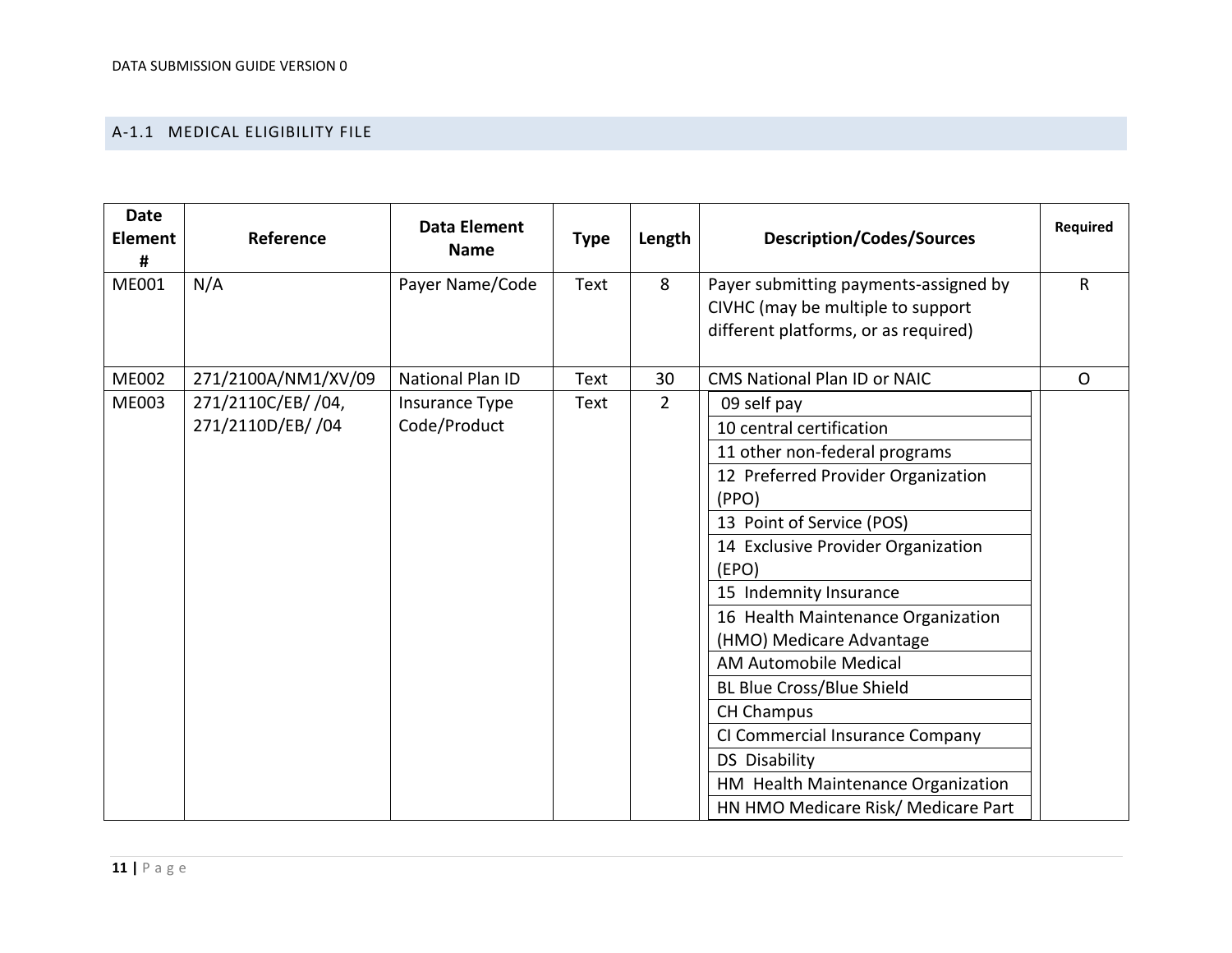### A-1.1 MEDICAL ELIGIBILITY FILE

| Date Element # | Reference | Data Element Name | Type | Length | Description/Codes/Sources | Required |
|---|---|---|---|---|---|---|
| ME001 | N/A | Payer Name/Code | Text | 8 | Payer submitting payments-assigned by CIVHC (may be multiple to support different platforms, or as required) | R |
| ME002 | 271/2100A/NM1/XV/09 | National Plan ID | Text | 30 | CMS National Plan ID or NAIC | O |
| ME003 | 271/2110C/EB/ /04, 271/2110D/EB/ /04 | Insurance Type Code/Product | Text | 2 | 09 self pay<br>10 central certification<br>11 other non-federal programs<br>12 Preferred Provider Organization (PPO)<br>13 Point of Service (POS)<br>14 Exclusive Provider Organization (EPO)<br>15 Indemnity Insurance<br>16 Health Maintenance Organization (HMO) Medicare Advantage<br>AM Automobile Medical<br>BL Blue Cross/Blue Shield<br>CH Champus<br>CI Commercial Insurance Company<br>DS Disability<br>HM Health Maintenance Organization<br>HN HMO Medicare Risk/ Medicare Part | |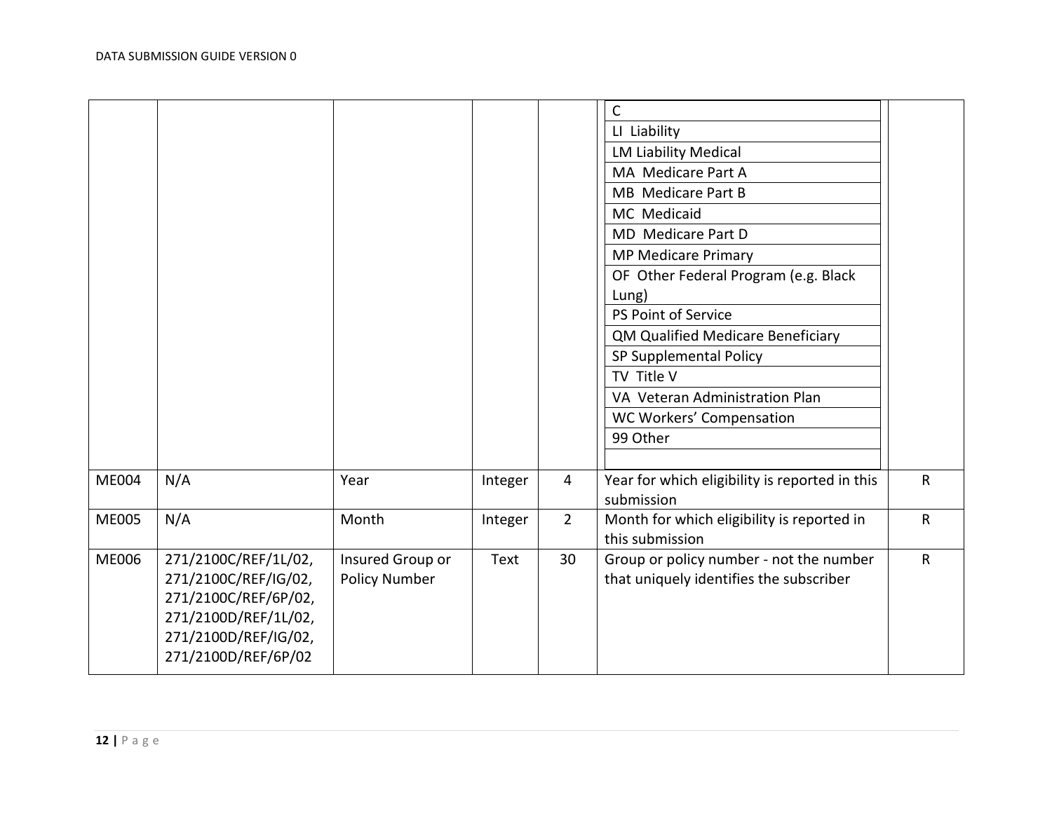| | | | | | C | |
|---|---|---|---|---|---|---|
| | | | | | LI Liability | |
| | | | | | LM Liability Medical | |
| | | | | | MA Medicare Part A | |
| | | | | | MB Medicare Part B | |
| | | | | | MC Medicaid | |
| | | | | | MD Medicare Part D | |
| | | | | | MP Medicare Primary | |
| | | | | | OF Other Federal Program (e.g. Black Lung) | |
| | | | | | PS Point of Service | |
| | | | | | QM Qualified Medicare Beneficiary | |
| | | | | | SP Supplemental Policy | |
| | | | | | TV Title V | |
| | | | | | VA Veteran Administration Plan | |
| | | | | | WC Workers' Compensation | |
| | | | | | 99 Other | |
| ME004 | N/A | Year | Integer | 4 | Year for which eligibility is reported in this submission | R |
| ME005 | N/A | Month | Integer | 2 | Month for which eligibility is reported in this submission | R |
| ME006 | 271/2100C/REF/1L/02, 271/2100C/REF/IG/02, 271/2100C/REF/6P/02, 271/2100D/REF/1L/02, 271/2100D/REF/IG/02, 271/2100D/REF/6P/02 | Insured Group or Policy Number | Text | 30 | Group or policy number - not the number that uniquely identifies the subscriber | R |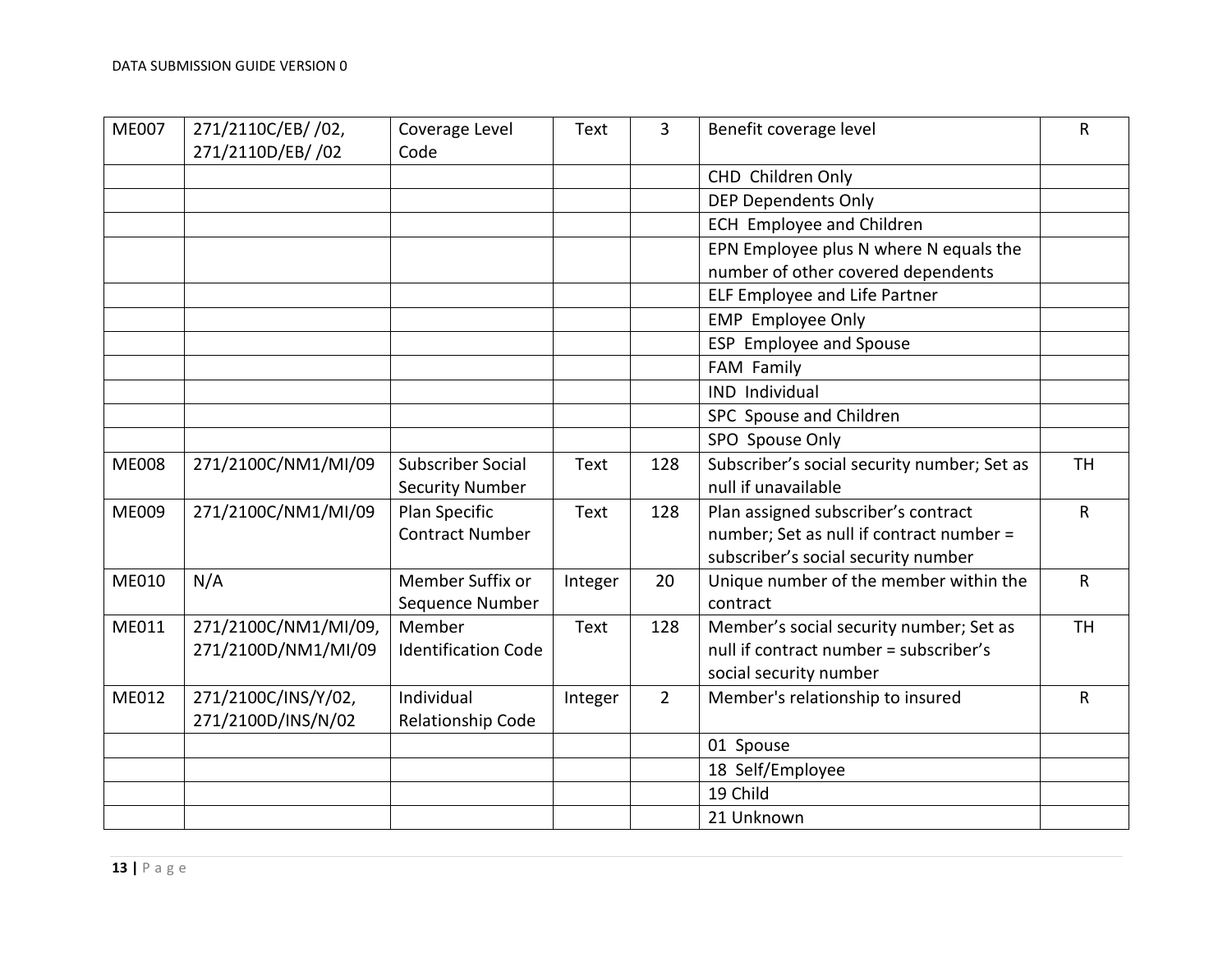| ME007 | 271/2110C/EB/ /02, 271/2110D/EB/ /02 | Coverage Level Code | Text | 3 | Benefit coverage level | R |
|---|---|---|---|---|---|---|
| | | | | | CHD Children Only | |
| | | | | | DEP Dependents Only | |
| | | | | | ECH Employee and Children | |
| | | | | | EPN Employee plus N where N equals the number of other covered dependents | |
| | | | | | ELF Employee and Life Partner | |
| | | | | | EMP Employee Only | |
| | | | | | ESP Employee and Spouse | |
| | | | | | FAM Family | |
| | | | | | IND Individual | |
| | | | | | SPC Spouse and Children | |
| | | | | | SPO Spouse Only | |
| ME008 | 271/2100C/NM1/MI/09 | Subscriber Social Security Number | Text | 128 | Subscriber's social security number; Set as null if unavailable | TH |
| ME009 | 271/2100C/NM1/MI/09 | Plan Specific Contract Number | Text | 128 | Plan assigned subscriber's contract number; Set as null if contract number = subscriber's social security number | R |
| ME010 | N/A | Member Suffix or Sequence Number | Integer | 20 | Unique number of the member within the contract | R |
| ME011 | 271/2100C/NM1/MI/09, 271/2100D/NM1/MI/09 | Member Identification Code | Text | 128 | Member's social security number; Set as null if contract number = subscriber's social security number | TH |
| ME012 | 271/2100C/INS/Y/02, 271/2100D/INS/N/02 | Individual Relationship Code | Integer | 2 | Member's relationship to insured | R |
| | | | | | 01 Spouse | |
| | | | | | 18 Self/Employee | |
| | | | | | 19 Child | |
| | | | | | 21 Unknown | |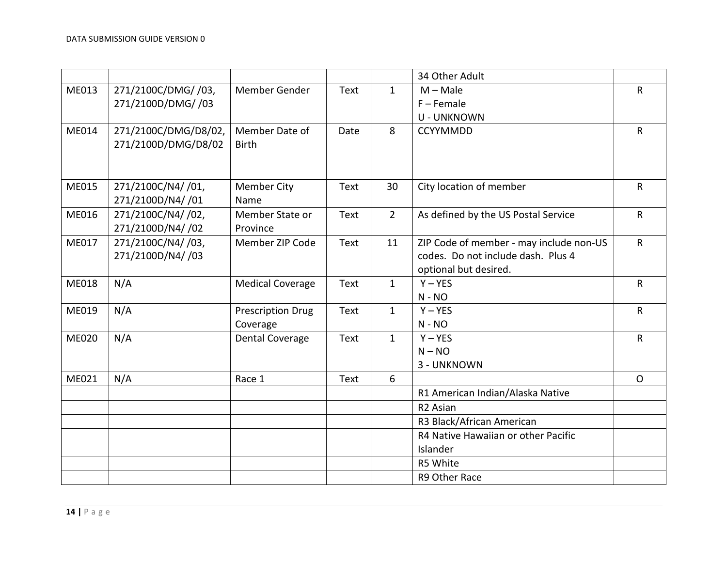| | | | | | 34 Other Adult | |
|---|---|---|---|---|---|---|
| ME013 | 271/2100C/DMG/ /03, 271/2100D/DMG/ /03 | Member Gender | Text | 1 | M – Male<br>F – Female<br>U - UNKNOWN | R |
| ME014 | 271/2100C/DMG/D8/02, 271/2100D/DMG/D8/02 | Member Date of Birth | Date | 8 | CCYYMMDD | R |
| ME015 | 271/2100C/N4/ /01, 271/2100D/N4/ /01 | Member City Name | Text | 30 | City location of member | R |
| ME016 | 271/2100C/N4/ /02, 271/2100D/N4/ /02 | Member State or Province | Text | 2 | As defined by the US Postal Service | R |
| ME017 | 271/2100C/N4/ /03, 271/2100D/N4/ /03 | Member ZIP Code | Text | 11 | ZIP Code of member - may include non-US codes. Do not include dash. Plus 4 optional but desired. | R |
| ME018 | N/A | Medical Coverage | Text | 1 | Y – YES<br>N - NO | R |
| ME019 | N/A | Prescription Drug Coverage | Text | 1 | Y – YES<br>N - NO | R |
| ME020 | N/A | Dental Coverage | Text | 1 | Y – YES<br>N – NO<br>3 - UNKNOWN | R |
| ME021 | N/A | Race 1 | Text | 6 | | O |
| | | | | | R1 American Indian/Alaska Native | |
| | | | | | R2 Asian | |
| | | | | | R3 Black/African American | |
| | | | | | R4 Native Hawaiian or other Pacific Islander | |
| | | | | | R5 White | |
| | | | | | R9 Other Race | |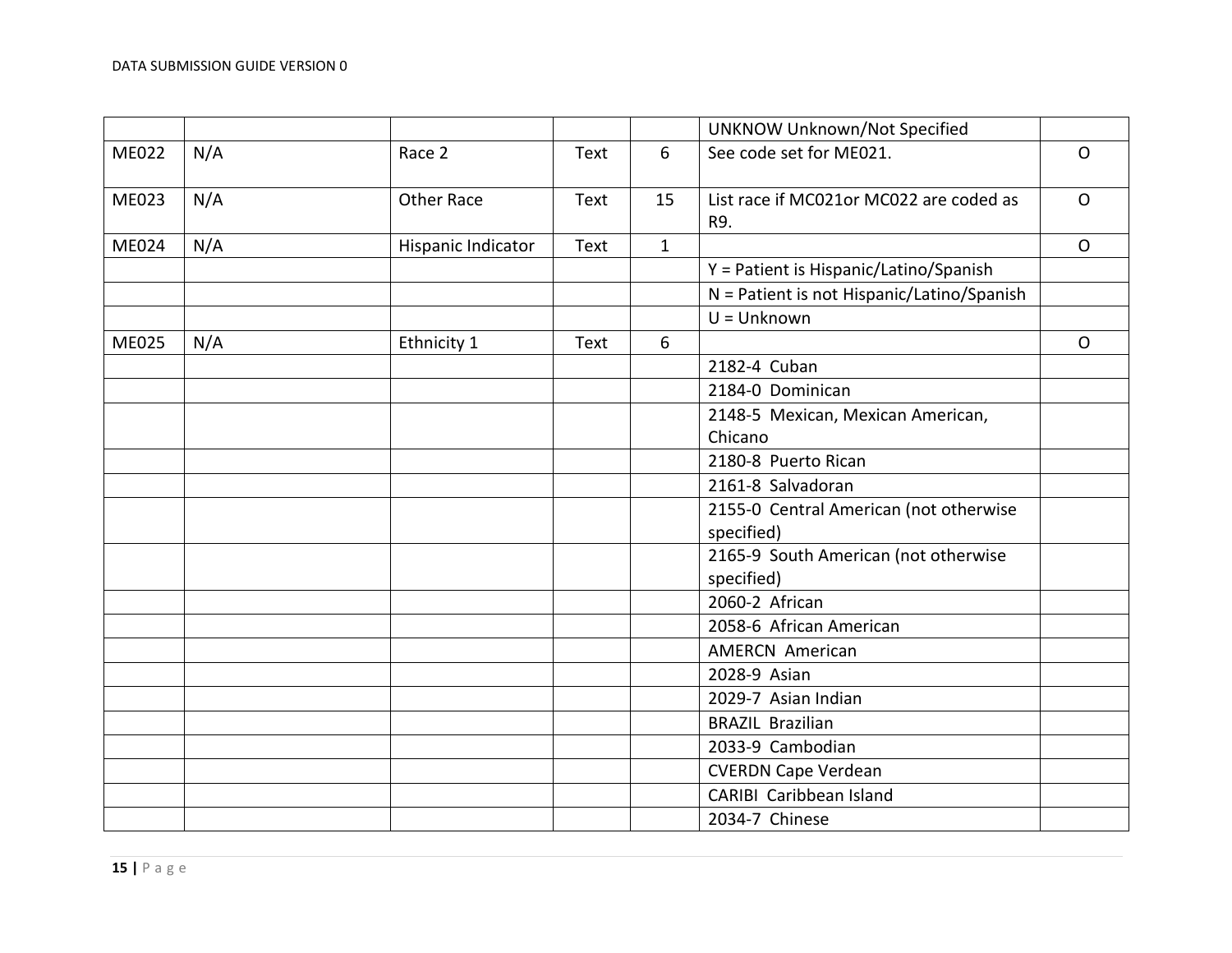| | | | | | UNKNOW Unknown/Not Specified | |
|---|---|---|---|---|---|---|
| ME022 | N/A | Race 2 | Text | 6 | See code set for ME021. | O |
| ME023 | N/A | Other Race | Text | 15 | List race if MC021or MC022 are coded as R9. | O |
| ME024 | N/A | Hispanic Indicator | Text | 1 | | O |
| | | | | | Y = Patient is Hispanic/Latino/Spanish | |
| | | | | | N = Patient is not Hispanic/Latino/Spanish | |
| | | | | | U = Unknown | |
| ME025 | N/A | Ethnicity 1 | Text | 6 | | O |
| | | | | | 2182-4 Cuban | |
| | | | | | 2184-0 Dominican | |
| | | | | | 2148-5 Mexican, Mexican American, Chicano | |
| | | | | | 2180-8 Puerto Rican | |
| | | | | | 2161-8 Salvadoran | |
| | | | | | 2155-0 Central American (not otherwise specified) | |
| | | | | | 2165-9 South American (not otherwise specified) | |
| | | | | | 2060-2 African | |
| | | | | | 2058-6 African American | |
| | | | | | AMERCN American | |
| | | | | | 2028-9 Asian | |
| | | | | | 2029-7 Asian Indian | |
| | | | | | BRAZIL Brazilian | |
| | | | | | 2033-9 Cambodian | |
| | | | | | CVERDN Cape Verdean | |
| | | | | | CARIBI Caribbean Island | |
| | | | | | 2034-7 Chinese | |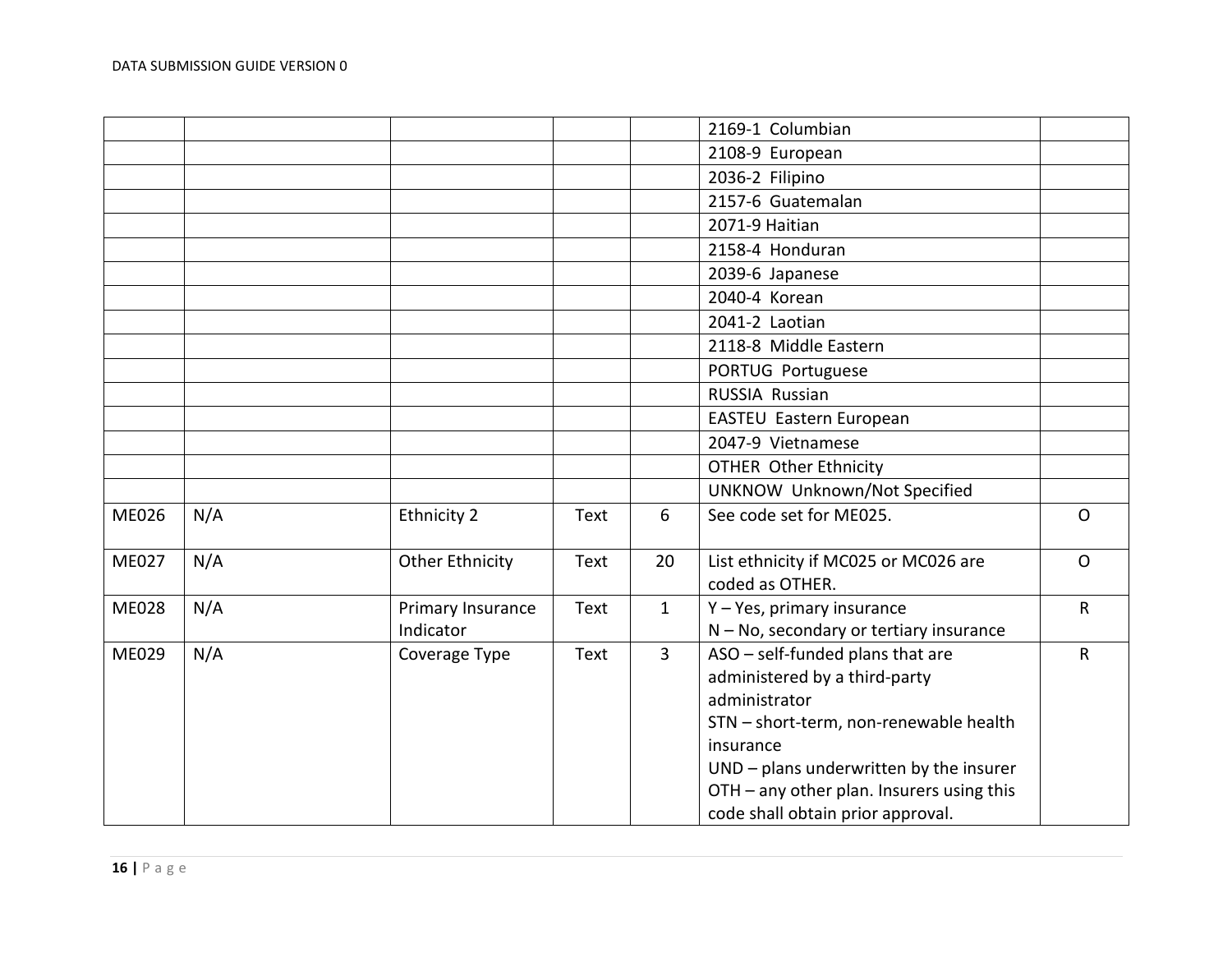| | | | | | | |
|---|---|---|---|---|---|---|
| | | | | | 2169-1 Columbian | |
| | | | | | 2108-9 European | |
| | | | | | 2036-2 Filipino | |
| | | | | | 2157-6 Guatemalan | |
| | | | | | 2071-9 Haitian | |
| | | | | | 2158-4 Honduran | |
| | | | | | 2039-6 Japanese | |
| | | | | | 2040-4 Korean | |
| | | | | | 2041-2 Laotian | |
| | | | | | 2118-8 Middle Eastern | |
| | | | | | PORTUG Portuguese | |
| | | | | | RUSSIA Russian | |
| | | | | | EASTEU Eastern European | |
| | | | | | 2047-9 Vietnamese | |
| | | | | | OTHER Other Ethnicity | |
| | | | | | UNKNOW Unknown/Not Specified | |
| ME026 | N/A | Ethnicity 2 | Text | 6 | See code set for ME025. | O |
| ME027 | N/A | Other Ethnicity | Text | 20 | List ethnicity if MC025 or MC026 are coded as OTHER. | O |
| ME028 | N/A | Primary Insurance Indicator | Text | 1 | Y – Yes, primary insurance<br>N – No, secondary or tertiary insurance | R |
| ME029 | N/A | Coverage Type | Text | 3 | ASO – self-funded plans that are administered by a third-party administrator<br>STN – short-term, non-renewable health insurance<br>UND – plans underwritten by the insurer<br>OTH – any other plan. Insurers using this code shall obtain prior approval. | R |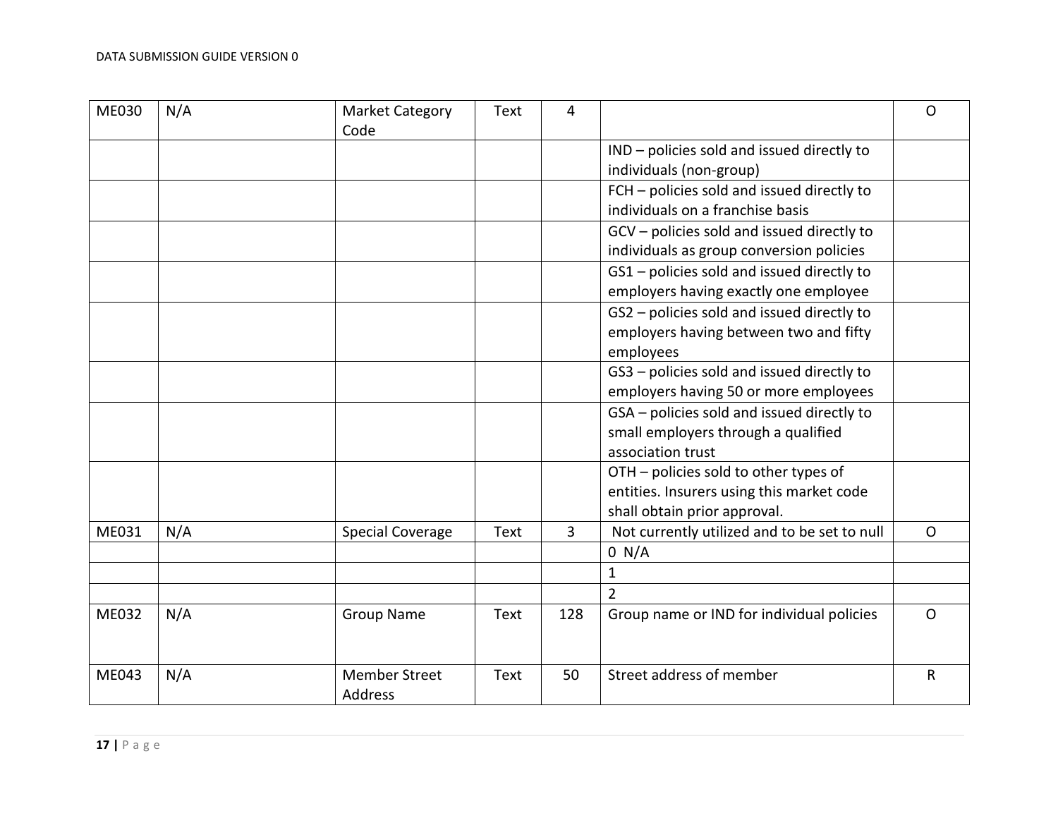| ME030 | N/A | Market Category Code | Text | 4 | | O |
|---|---|---|---|---|---|---|
| | | | | | IND – policies sold and issued directly to individuals (non-group) | |
| | | | | | FCH – policies sold and issued directly to individuals on a franchise basis | |
| | | | | | GCV – policies sold and issued directly to individuals as group conversion policies | |
| | | | | | GS1 – policies sold and issued directly to employers having exactly one employee | |
| | | | | | GS2 – policies sold and issued directly to employers having between two and fifty employees | |
| | | | | | GS3 – policies sold and issued directly to employers having 50 or more employees | |
| | | | | | GSA – policies sold and issued directly to small employers through a qualified association trust | |
| | | | | | OTH – policies sold to other types of entities. Insurers using this market code shall obtain prior approval. | |
| ME031 | N/A | Special Coverage | Text | 3 | Not currently utilized and to be set to null | O |
| | | | | | 0 N/A | |
| | | | | | 1 | |
| | | | | | 2 | |
| ME032 | N/A | Group Name | Text | 128 | Group name or IND for individual policies | O |
| ME043 | N/A | Member Street Address | Text | 50 | Street address of member | R |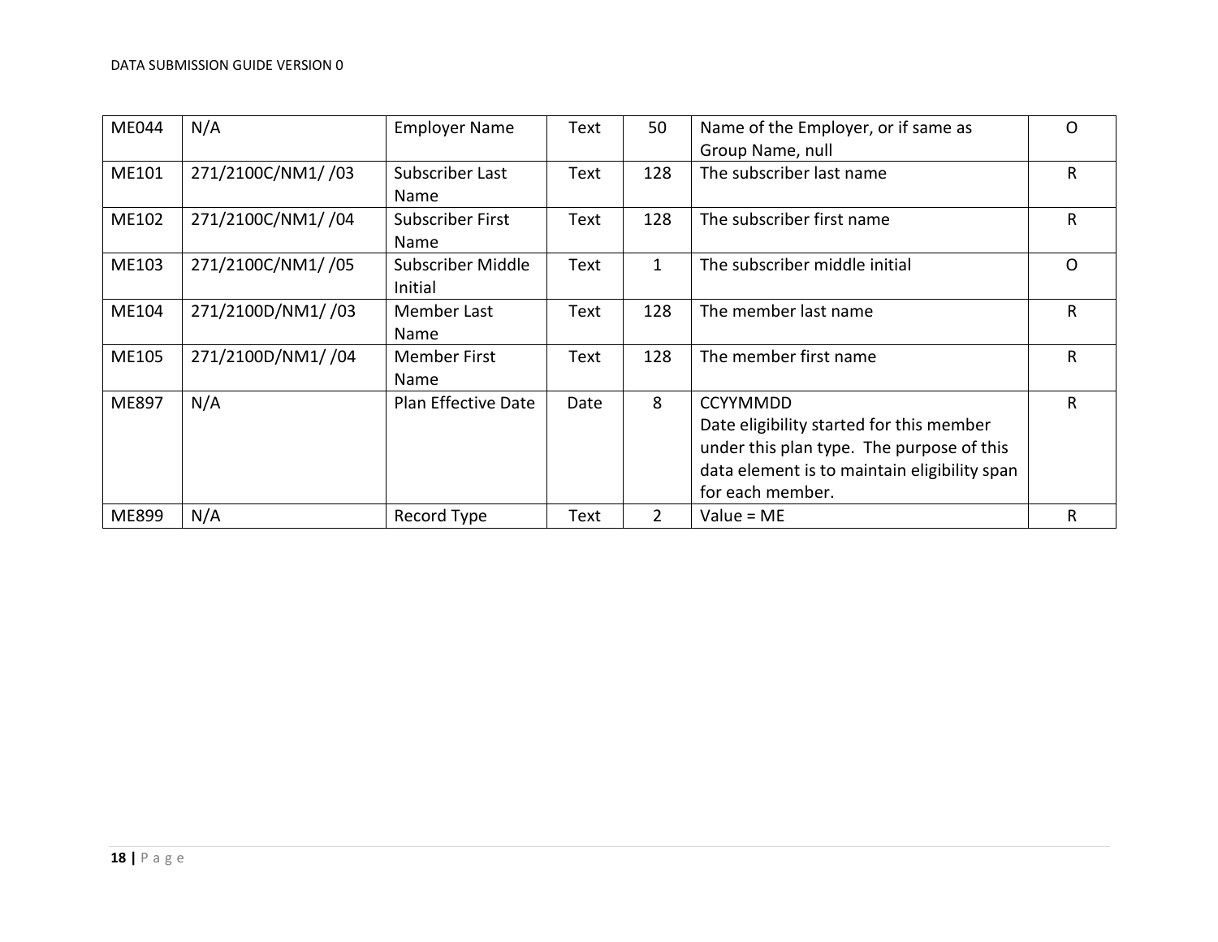| | | | | | | |
|---|---|---|---|---|---|---|
| ME044 | N/A | Employer Name | Text | 50 | Name of the Employer, or if same as Group Name, null | O |
| ME101 | 271/2100C/NM1/ /03 | Subscriber Last Name | Text | 128 | The subscriber last name | R |
| ME102 | 271/2100C/NM1/ /04 | Subscriber First Name | Text | 128 | The subscriber first name | R |
| ME103 | 271/2100C/NM1/ /05 | Subscriber Middle Initial | Text | 1 | The subscriber middle initial | O |
| ME104 | 271/2100D/NM1/ /03 | Member Last Name | Text | 128 | The member last name | R |
| ME105 | 271/2100D/NM1/ /04 | Member First Name | Text | 128 | The member first name | R |
| ME897 | N/A | Plan Effective Date | Date | 8 | CCYYMMDD<br>Date eligibility started for this member under this plan type. The purpose of this data element is to maintain eligibility span for each member. | R |
| ME899 | N/A | Record Type | Text | 2 | Value = ME | R |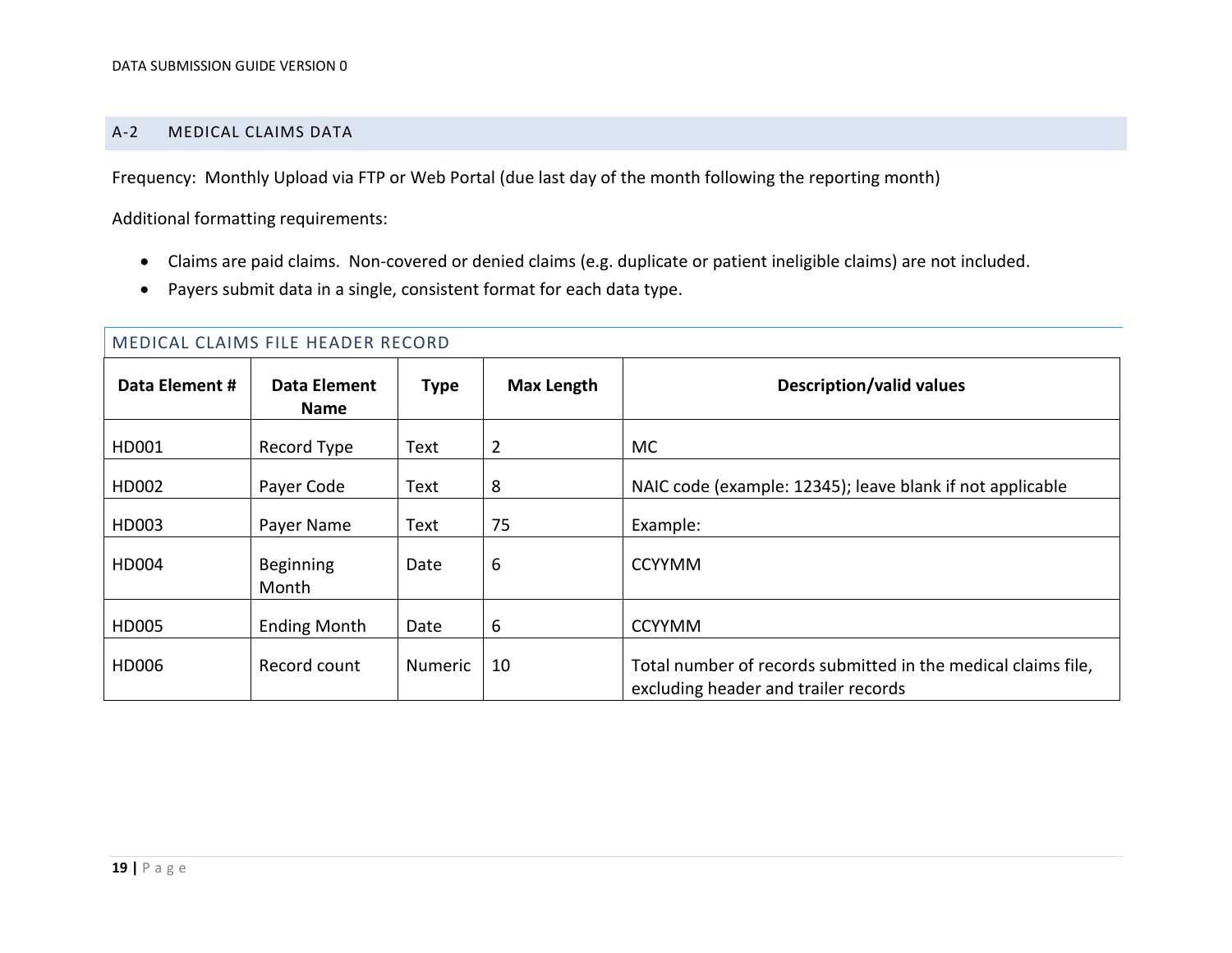## A-2 MEDICAL CLAIMS DATA

Frequency: Monthly Upload via FTP or Web Portal (due last day of the month following the reporting month)

Additional formatting requirements:

- Claims are paid claims. Non-covered or denied claims (e.g. duplicate or patient ineligible claims) are not included.
- Payers submit data in a single, consistent format for each data type.

### MEDICAL CLAIMS FILE HEADER RECORD

| Data Element # | Data Element Name | Type | Max Length | Description/valid values |
|---|---|---|---|---|
| HD001 | Record Type | Text | 2 | MC |
| HD002 | Payer Code | Text | 8 | NAIC code (example: 12345); leave blank if not applicable |
| HD003 | Payer Name | Text | 75 | Example: |
| HD004 | Beginning Month | Date | 6 | CCYYMM |
| HD005 | Ending Month | Date | 6 | CCYYMM |
| HD006 | Record count | Numeric | 10 | Total number of records submitted in the medical claims file, excluding header and trailer records |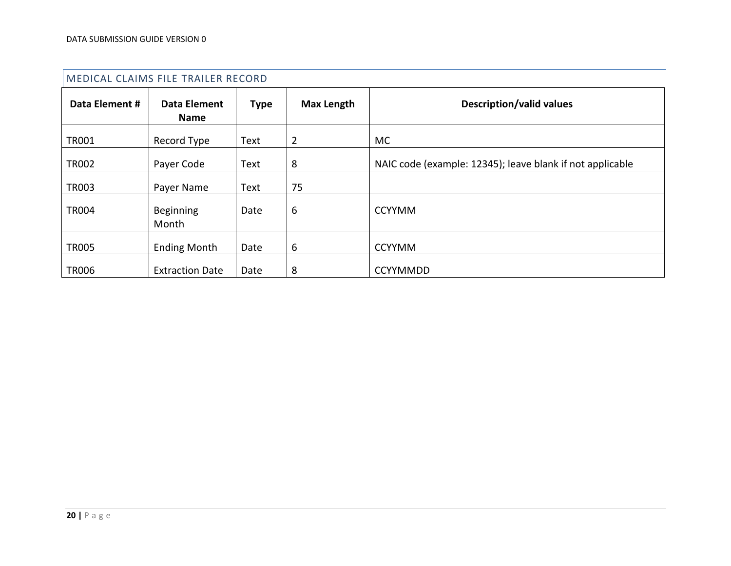## MEDICAL CLAIMS FILE TRAILER RECORD

| Data Element # | Data Element Name | Type | Max Length | Description/valid values |
|---|---|---|---|---|
| TR001 | Record Type | Text | 2 | MC |
| TR002 | Payer Code | Text | 8 | NAIC code (example: 12345); leave blank if not applicable |
| TR003 | Payer Name | Text | 75 | |
| TR004 | Beginning Month | Date | 6 | CCYYMM |
| TR005 | Ending Month | Date | 6 | CCYYMM |
| TR006 | Extraction Date | Date | 8 | CCYYMMDD |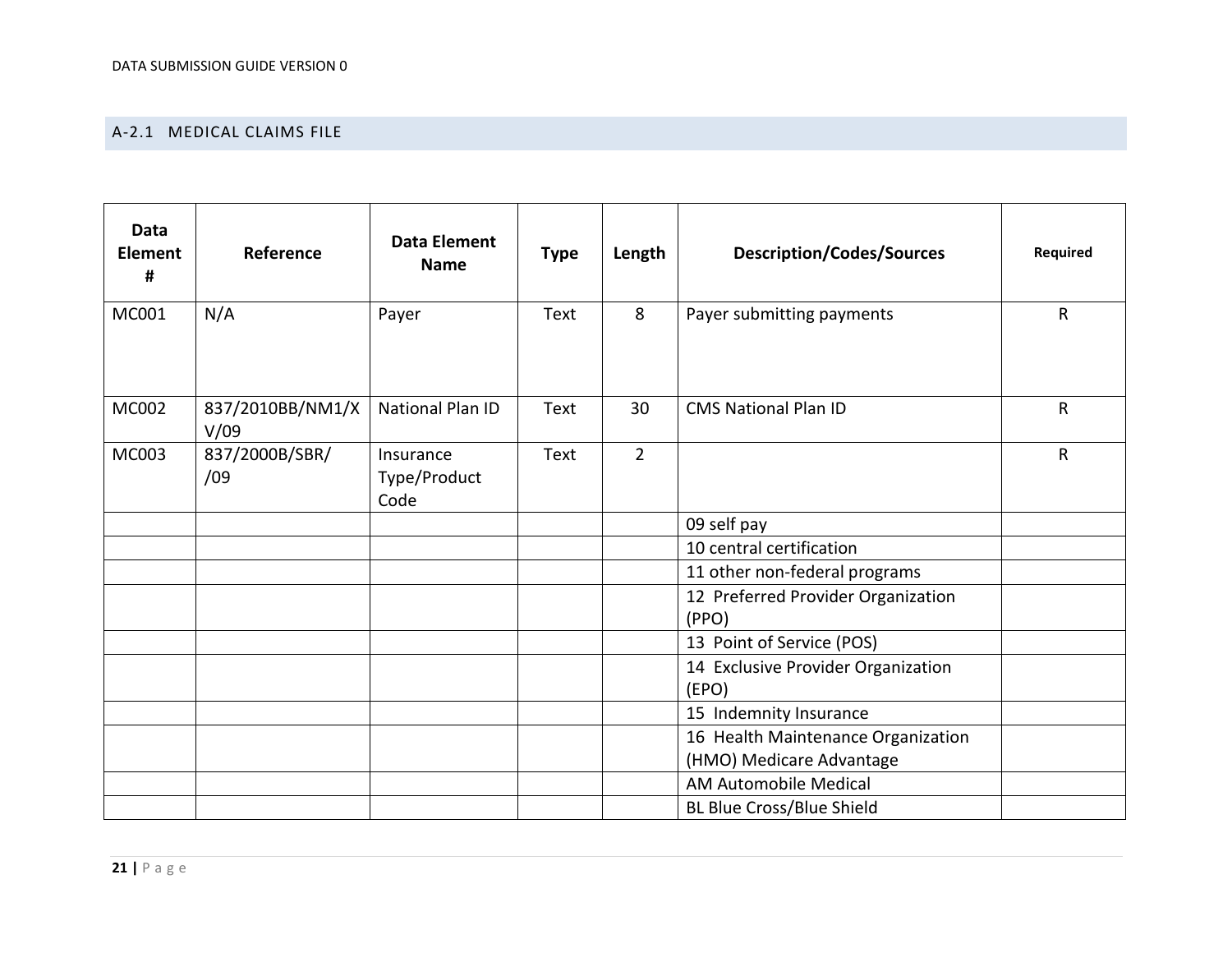## A-2.1 MEDICAL CLAIMS FILE

| Data Element # | Reference | Data Element Name | Type | Length | Description/Codes/Sources | Required |
|---|---|---|---|---|---|---|
| MC001 | N/A | Payer | Text | 8 | Payer submitting payments | R |
| MC002 | 837/2010BB/NM1/XV/09 | National Plan ID | Text | 30 | CMS National Plan ID | R |
| MC003 | 837/2000B/SBR//09 | Insurance Type/Product Code | Text | 2 | | R |
| | | | | | 09 self pay | |
| | | | | | 10 central certification | |
| | | | | | 11 other non-federal programs | |
| | | | | | 12 Preferred Provider Organization (PPO) | |
| | | | | | 13 Point of Service (POS) | |
| | | | | | 14 Exclusive Provider Organization (EPO) | |
| | | | | | 15 Indemnity Insurance | |
| | | | | | 16 Health Maintenance Organization (HMO) Medicare Advantage | |
| | | | | | AM Automobile Medical | |
| | | | | | BL Blue Cross/Blue Shield | |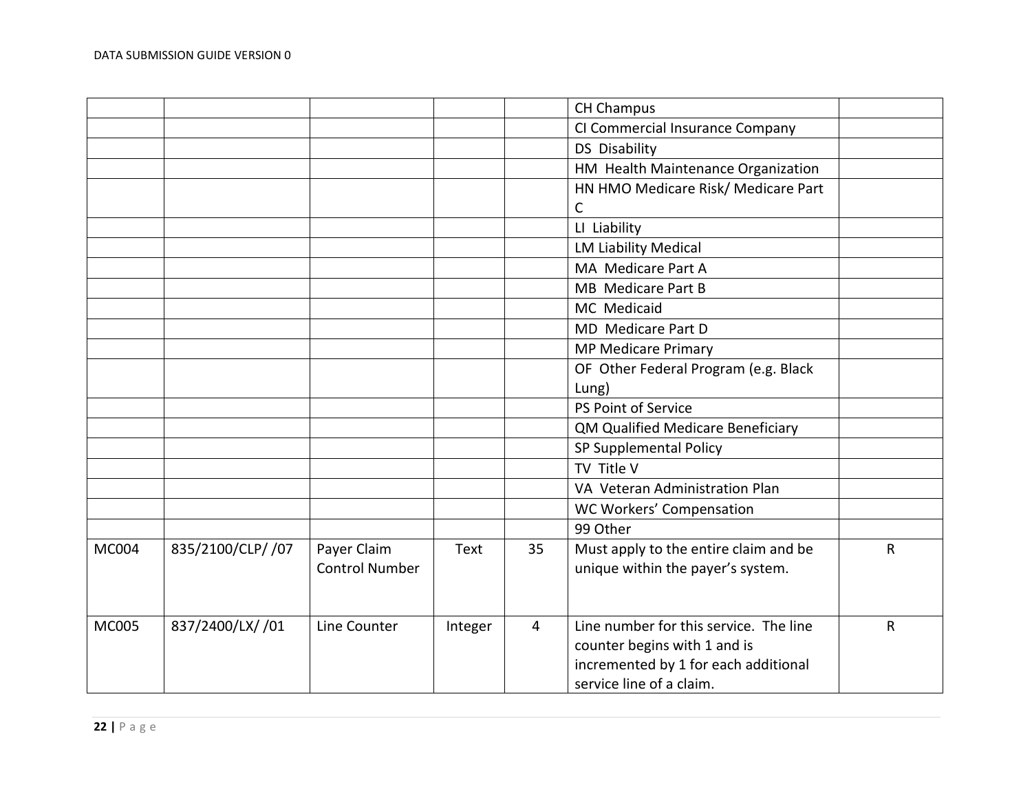| | | | | | | |
|---|---|---|---|---|---|---|
| | | | | | CH Champus | |
| | | | | | CI Commercial Insurance Company | |
| | | | | | DS Disability | |
| | | | | | HM Health Maintenance Organization | |
| | | | | | HN HMO Medicare Risk/ Medicare Part C | |
| | | | | | LI Liability | |
| | | | | | LM Liability Medical | |
| | | | | | MA Medicare Part A | |
| | | | | | MB Medicare Part B | |
| | | | | | MC Medicaid | |
| | | | | | MD Medicare Part D | |
| | | | | | MP Medicare Primary | |
| | | | | | OF Other Federal Program (e.g. Black Lung) | |
| | | | | | PS Point of Service | |
| | | | | | QM Qualified Medicare Beneficiary | |
| | | | | | SP Supplemental Policy | |
| | | | | | TV Title V | |
| | | | | | VA Veteran Administration Plan | |
| | | | | | WC Workers' Compensation | |
| | | | | | 99 Other | |
| MC004 | 835/2100/CLP/ /07 | Payer Claim Control Number | Text | 35 | Must apply to the entire claim and be unique within the payer's system. | R |
| MC005 | 837/2400/LX/ /01 | Line Counter | Integer | 4 | Line number for this service. The line counter begins with 1 and is incremented by 1 for each additional service line of a claim. | R |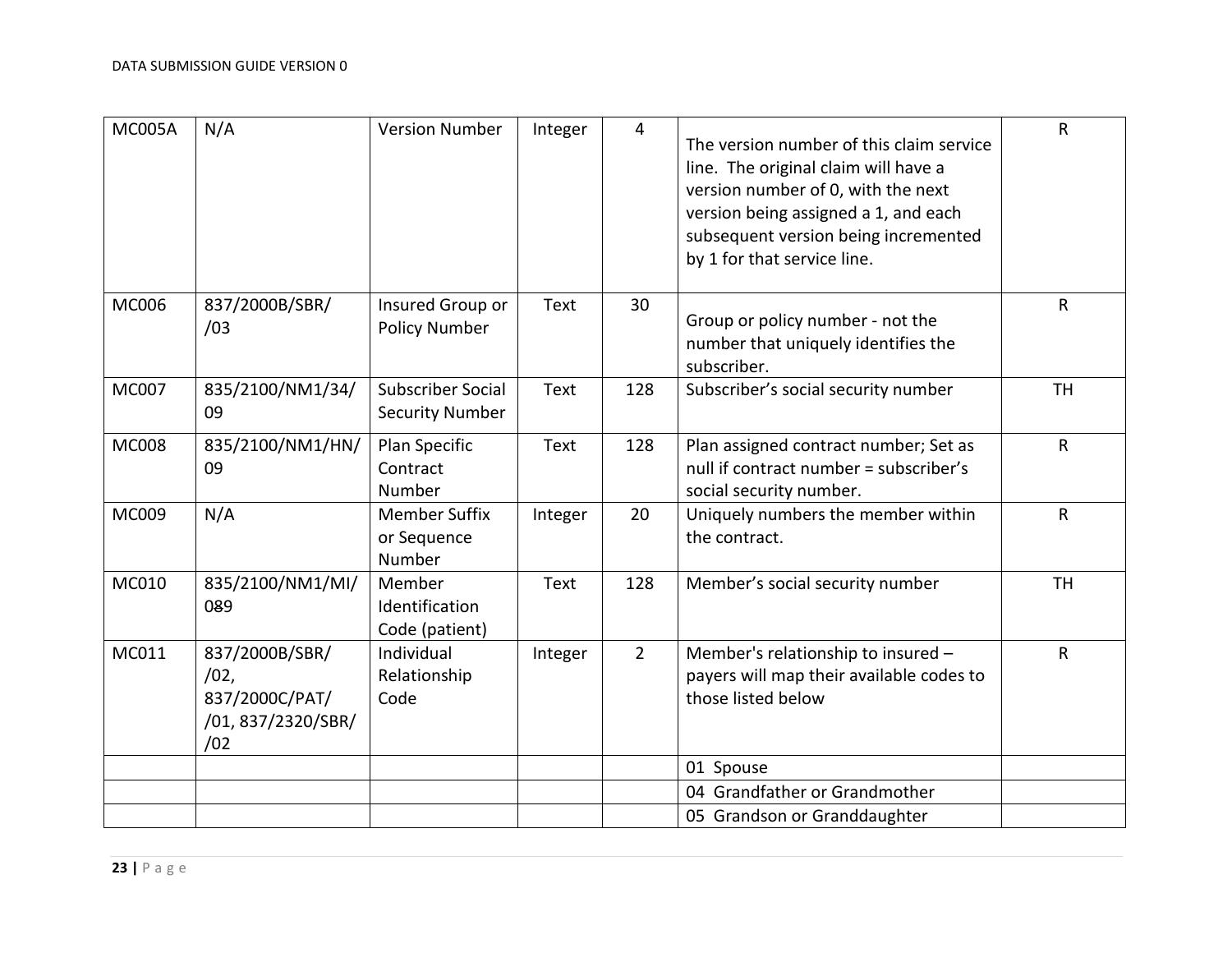| MC005A | N/A | Version Number | Integer | 4 | The version number of this claim service line. The original claim will have a version number of 0, with the next version being assigned a 1, and each subsequent version being incremented by 1 for that service line. | R |
|---|---|---|---|---|---|---|
| MC006 | 837/2000B/SBR//03 | Insured Group or Policy Number | Text | 30 | Group or policy number - not the number that uniquely identifies the subscriber. | R |
| MC007 | 835/2100/NM1/34/09 | Subscriber Social Security Number | Text | 128 | Subscriber's social security number | TH |
| MC008 | 835/2100/NM1/HN/09 | Plan Specific Contract Number | Text | 128 | Plan assigned contract number; Set as null if contract number = subscriber's social security number. | R |
| MC009 | N/A | Member Suffix or Sequence Number | Integer | 20 | Uniquely numbers the member within the contract. | R |
| MC010 | 835/2100/NM1/MI/089 | Member Identification Code (patient) | Text | 128 | Member's social security number | TH |
| MC011 | 837/2000B/SBR//02, 837/2000C/PAT//01, 837/2320/SBR//02 | Individual Relationship Code | Integer | 2 | Member's relationship to insured – payers will map their available codes to those listed below | R |
| | | | | | 01 Spouse | |
| | | | | | 04 Grandfather or Grandmother | |
| | | | | | 05 Grandson or Granddaughter | |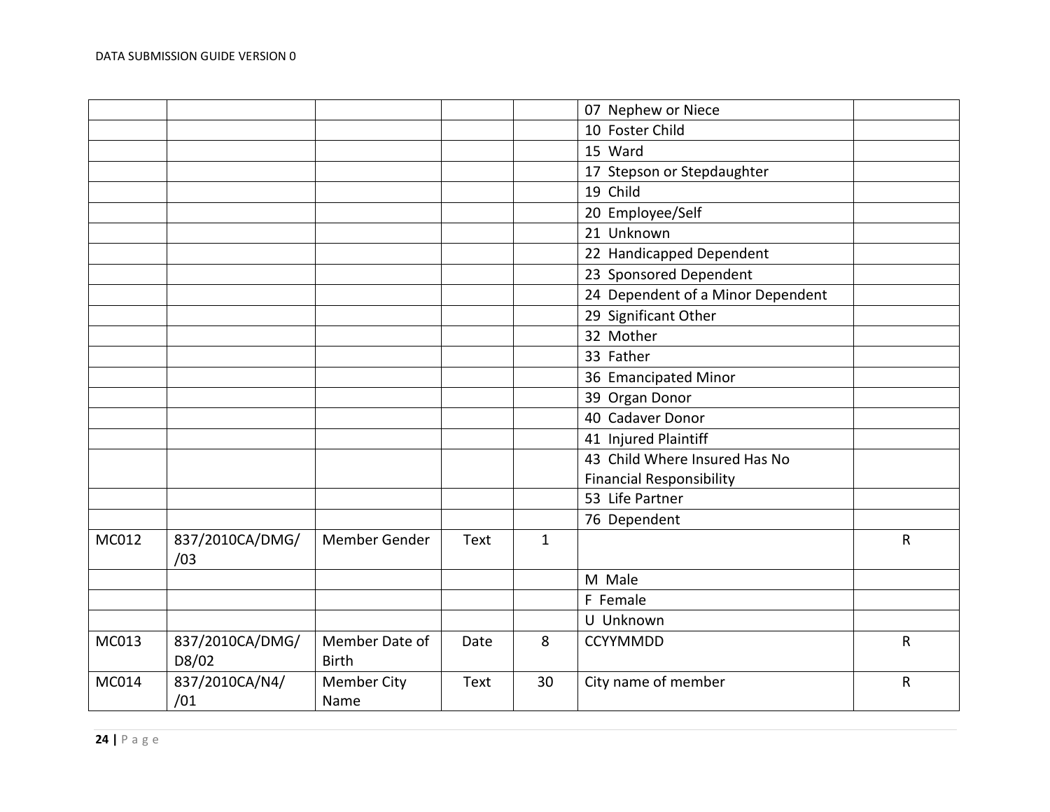| | | | | | | |
|---|---|---|---|---|---|---|
| | | | | | 07 Nephew or Niece | |
| | | | | | 10 Foster Child | |
| | | | | | 15 Ward | |
| | | | | | 17 Stepson or Stepdaughter | |
| | | | | | 19 Child | |
| | | | | | 20 Employee/Self | |
| | | | | | 21 Unknown | |
| | | | | | 22 Handicapped Dependent | |
| | | | | | 23 Sponsored Dependent | |
| | | | | | 24 Dependent of a Minor Dependent | |
| | | | | | 29 Significant Other | |
| | | | | | 32 Mother | |
| | | | | | 33 Father | |
| | | | | | 36 Emancipated Minor | |
| | | | | | 39 Organ Donor | |
| | | | | | 40 Cadaver Donor | |
| | | | | | 41 Injured Plaintiff | |
| | | | | | 43 Child Where Insured Has No Financial Responsibility | |
| | | | | | 53 Life Partner | |
| | | | | | 76 Dependent | |
| MC012 | 837/2010CA/DMG//03 | Member Gender | Text | 1 | | R |
| | | | | | M Male | |
| | | | | | F Female | |
| | | | | | U Unknown | |
| MC013 | 837/2010CA/DMG/D8/02 | Member Date of Birth | Date | 8 | CCYYMMDD | R |
| MC014 | 837/2010CA/N4//01 | Member City Name | Text | 30 | City name of member | R |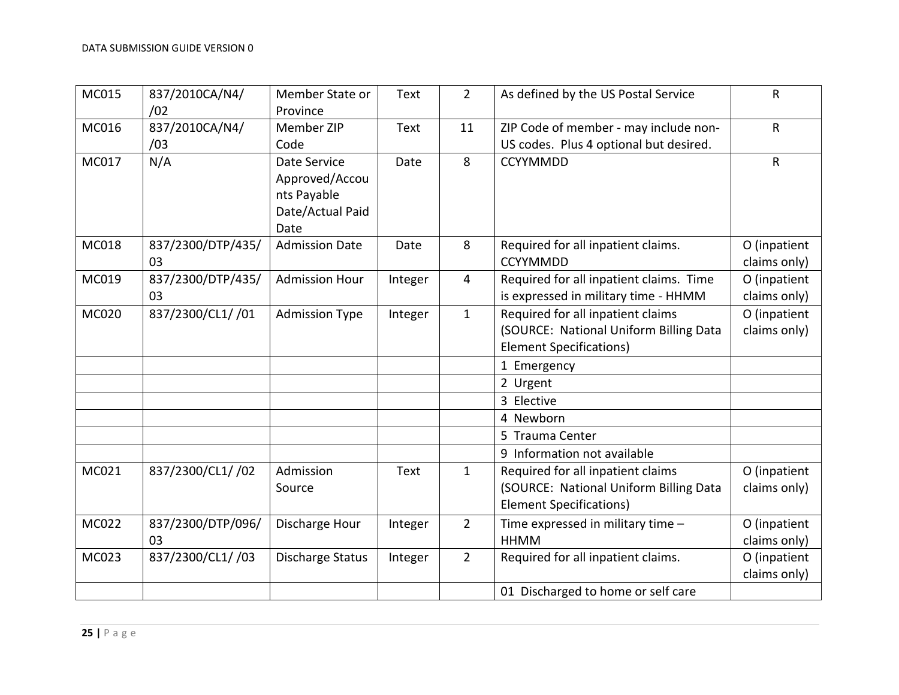| | | | | | | |
|---|---|---|---|---|---|---|
| MC015 | 837/2010CA/N4/ /02 | Member State or Province | Text | 2 | As defined by the US Postal Service | R |
| MC016 | 837/2010CA/N4/ /03 | Member ZIP Code | Text | 11 | ZIP Code of member - may include non-US codes. Plus 4 optional but desired. | R |
| MC017 | N/A | Date Service Approved/Accounts Payable Date/Actual Paid Date | Date | 8 | CCYYMMDD | R |
| MC018 | 837/2300/DTP/435/ 03 | Admission Date | Date | 8 | Required for all inpatient claims. CCYYMMDD | O (inpatient claims only) |
| MC019 | 837/2300/DTP/435/ 03 | Admission Hour | Integer | 4 | Required for all inpatient claims. Time is expressed in military time - HHMM | O (inpatient claims only) |
| MC020 | 837/2300/CL1/ /01 | Admission Type | Integer | 1 | Required for all inpatient claims (SOURCE: National Uniform Billing Data Element Specifications) | O (inpatient claims only) |
| | | | | | 1 Emergency | |
| | | | | | 2 Urgent | |
| | | | | | 3 Elective | |
| | | | | | 4 Newborn | |
| | | | | | 5 Trauma Center | |
| | | | | | 9 Information not available | |
| MC021 | 837/2300/CL1/ /02 | Admission Source | Text | 1 | Required for all inpatient claims (SOURCE: National Uniform Billing Data Element Specifications) | O (inpatient claims only) |
| MC022 | 837/2300/DTP/096/ 03 | Discharge Hour | Integer | 2 | Time expressed in military time – HHMM | O (inpatient claims only) |
| MC023 | 837/2300/CL1/ /03 | Discharge Status | Integer | 2 | Required for all inpatient claims. | O (inpatient claims only) |
| | | | | | 01 Discharged to home or self care | |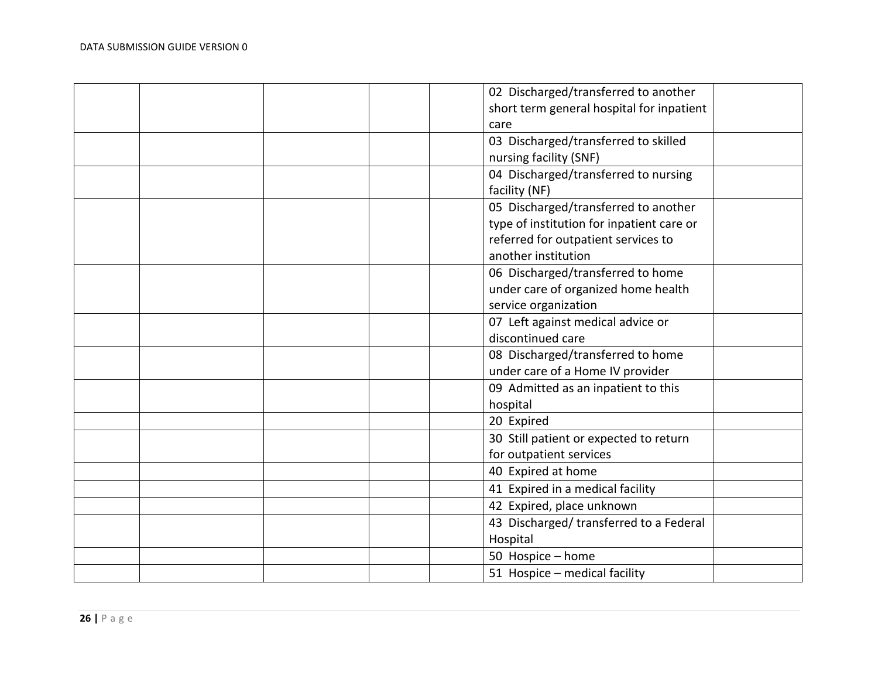| | | | | | | |
|---|---|---|---|---|---|---|
| | | | | | 02 Discharged/transferred to another short term general hospital for inpatient care | |
| | | | | | 03 Discharged/transferred to skilled nursing facility (SNF) | |
| | | | | | 04 Discharged/transferred to nursing facility (NF) | |
| | | | | | 05 Discharged/transferred to another type of institution for inpatient care or referred for outpatient services to another institution | |
| | | | | | 06 Discharged/transferred to home under care of organized home health service organization | |
| | | | | | 07 Left against medical advice or discontinued care | |
| | | | | | 08 Discharged/transferred to home under care of a Home IV provider | |
| | | | | | 09 Admitted as an inpatient to this hospital | |
| | | | | | 20 Expired | |
| | | | | | 30 Still patient or expected to return for outpatient services | |
| | | | | | 40 Expired at home | |
| | | | | | 41 Expired in a medical facility | |
| | | | | | 42 Expired, place unknown | |
| | | | | | 43 Discharged/ transferred to a Federal Hospital | |
| | | | | | 50 Hospice – home | |
| | | | | | 51 Hospice – medical facility | |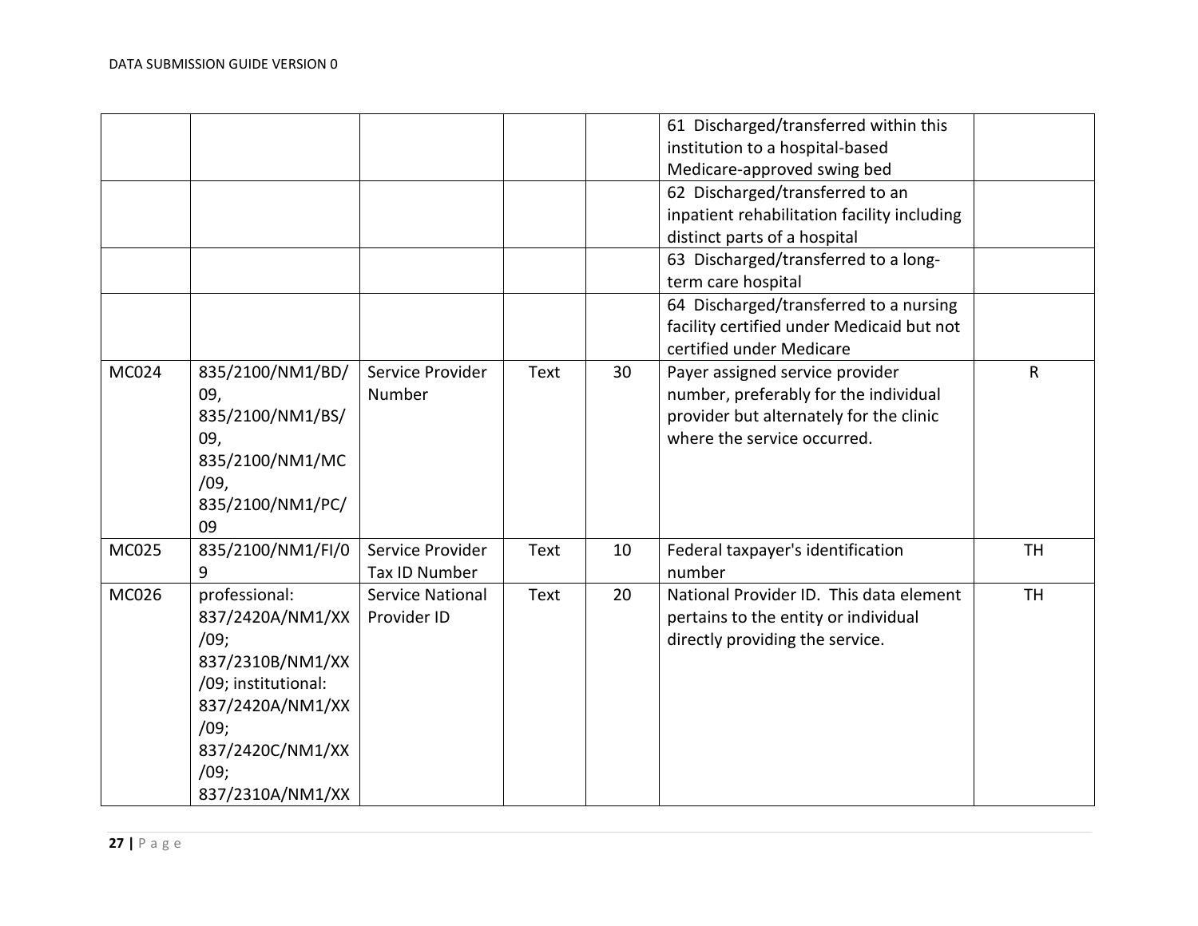| | | | | | | |
|---|---|---|---|---|---|---|
| | | | | | 61 Discharged/transferred within this institution to a hospital-based Medicare-approved swing bed | |
| | | | | | 62 Discharged/transferred to an inpatient rehabilitation facility including distinct parts of a hospital | |
| | | | | | 63 Discharged/transferred to a long-term care hospital | |
| | | | | | 64 Discharged/transferred to a nursing facility certified under Medicaid but not certified under Medicare | |
| MC024 | 835/2100/NM1/BD/09, 835/2100/NM1/BS/09, 835/2100/NM1/MC/09, 835/2100/NM1/PC/09 | Service Provider Number | Text | 30 | Payer assigned service provider number, preferably for the individual provider but alternately for the clinic where the service occurred. | R |
| MC025 | 835/2100/NM1/FI/09 | Service Provider Tax ID Number | Text | 10 | Federal taxpayer's identification number | TH |
| MC026 | professional: 837/2420A/NM1/XX/09; 837/2310B/NM1/XX/09; institutional: 837/2420A/NM1/XX/09; 837/2420C/NM1/XX/09; 837/2310A/NM1/XX | Service National Provider ID | Text | 20 | National Provider ID. This data element pertains to the entity or individual directly providing the service. | TH |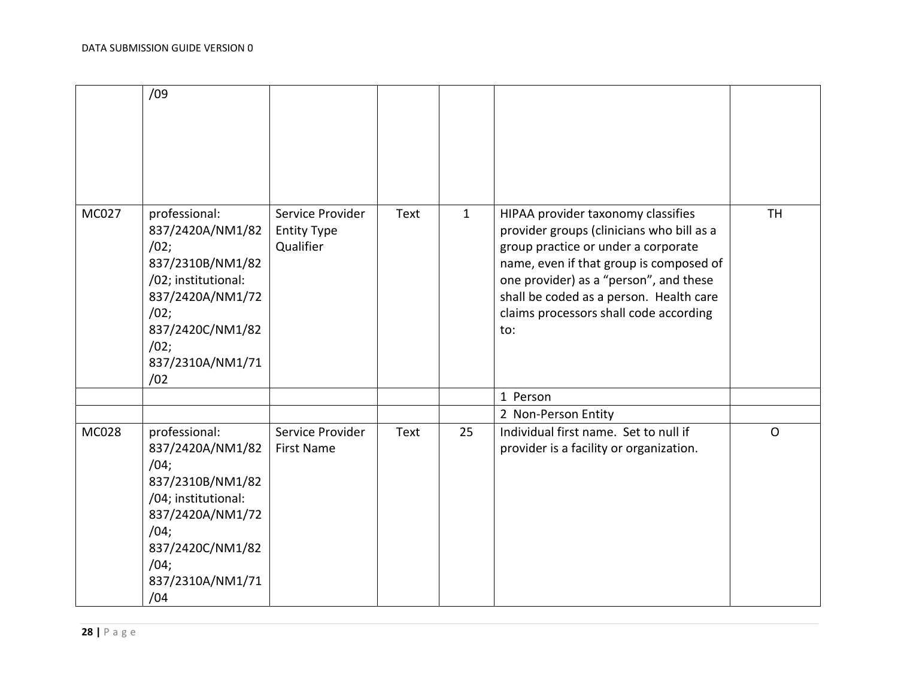| | | | | | | |
|---|---|---|---|---|---|---|
| | /09 | | | | | |
| MC027 | professional: 837/2420A/NM1/82/02; 837/2310B/NM1/82/02; institutional: 837/2420A/NM1/72/02; 837/2420C/NM1/82/02; 837/2310A/NM1/71/02 | Service Provider Entity Type Qualifier | Text | 1 | HIPAA provider taxonomy classifies provider groups (clinicians who bill as a group practice or under a corporate name, even if that group is composed of one provider) as a "person", and these shall be coded as a person. Health care claims processors shall code according to: | TH |
| | | | | | 1 Person | |
| | | | | | 2 Non-Person Entity | |
| MC028 | professional: 837/2420A/NM1/82/04; 837/2310B/NM1/82/04; institutional: 837/2420A/NM1/72/04; 837/2420C/NM1/82/04; 837/2310A/NM1/71/04 | Service Provider First Name | Text | 25 | Individual first name. Set to null if provider is a facility or organization. | O |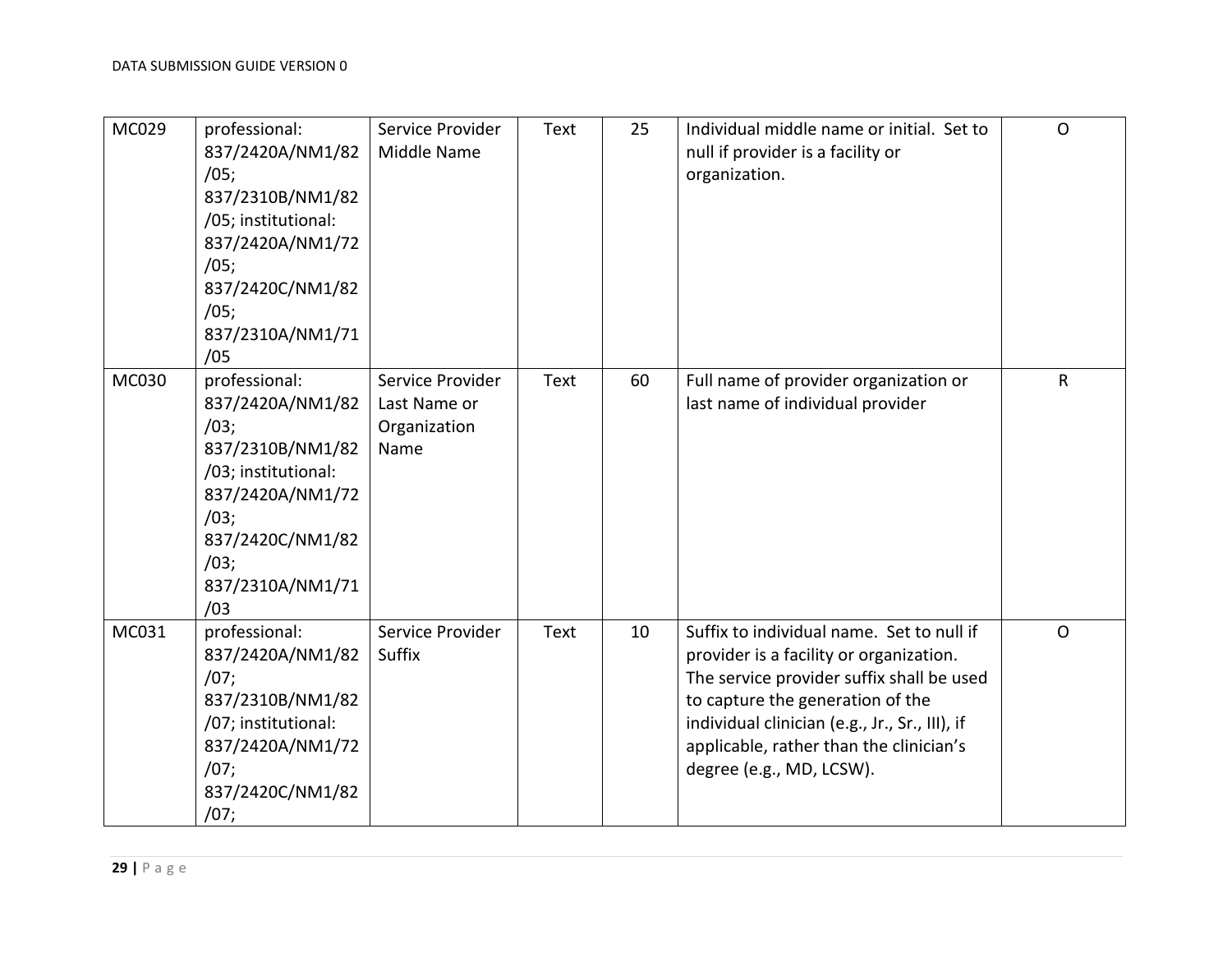| MC029 | professional: 837/2420A/NM1/82/05; 837/2310B/NM1/82/05; institutional: 837/2420A/NM1/72/05; 837/2420C/NM1/82/05; 837/2310A/NM1/71/05 | Service Provider Middle Name | Text | 25 | Individual middle name or initial. Set to null if provider is a facility or organization. | O |
|---|---|---|---|---|---|---|
| MC030 | professional: 837/2420A/NM1/82/03; 837/2310B/NM1/82/03; institutional: 837/2420A/NM1/72/03; 837/2420C/NM1/82/03; 837/2310A/NM1/71/03 | Service Provider Last Name or Organization Name | Text | 60 | Full name of provider organization or last name of individual provider | R |
| MC031 | professional: 837/2420A/NM1/82/07; 837/2310B/NM1/82/07; institutional: 837/2420A/NM1/72/07; 837/2420C/NM1/82/07; | Service Provider Suffix | Text | 10 | Suffix to individual name. Set to null if provider is a facility or organization. The service provider suffix shall be used to capture the generation of the individual clinician (e.g., Jr., Sr., III), if applicable, rather than the clinician's degree (e.g., MD, LCSW). | O |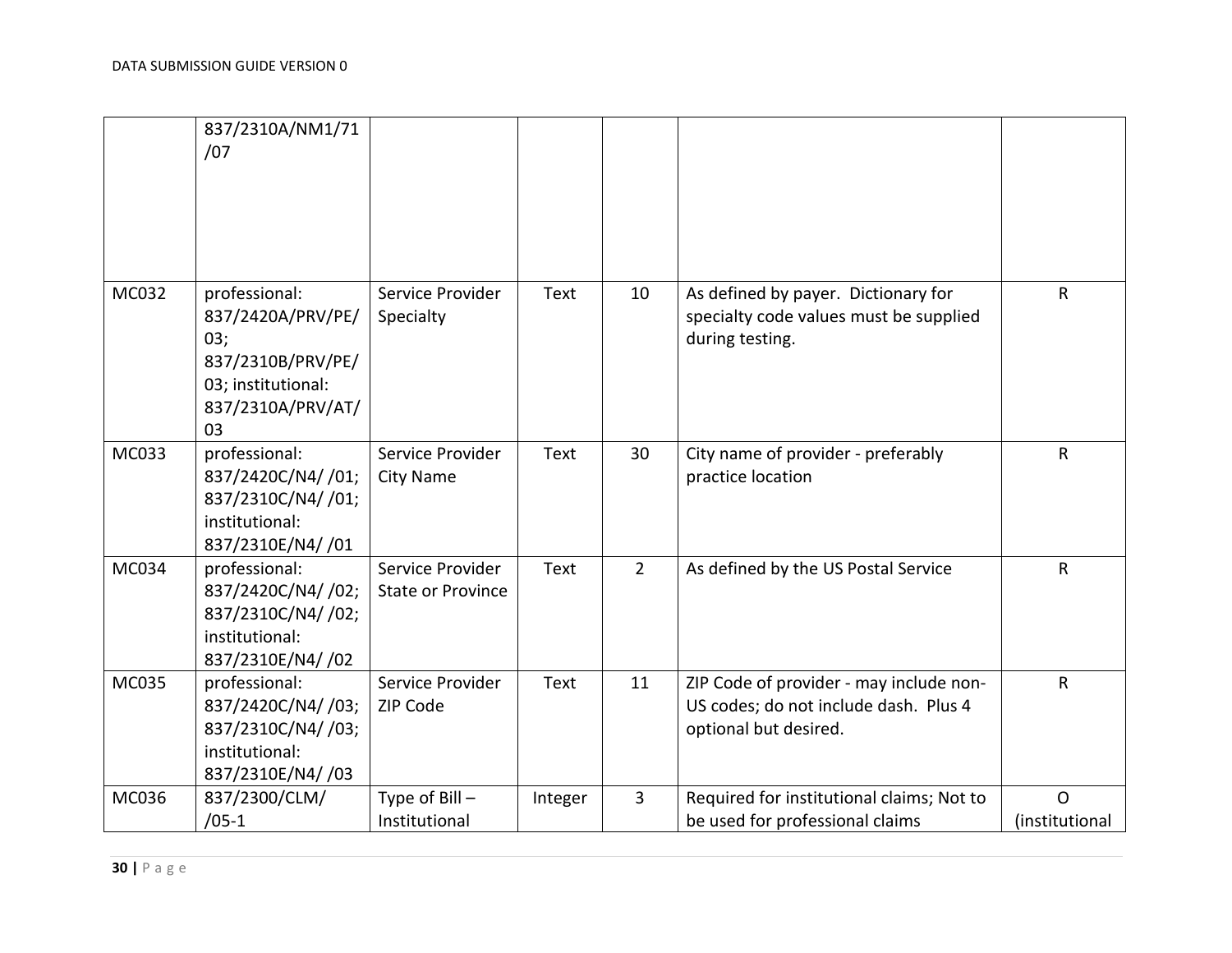| | | | | | | |
|---|---|---|---|---|---|---|
| | 837/2310A/NM1/71/07 | | | | | |
| MC032 | professional: 837/2420A/PRV/PE/03; 837/2310B/PRV/PE/03; institutional: 837/2310A/PRV/AT/03 | Service Provider Specialty | Text | 10 | As defined by payer. Dictionary for specialty code values must be supplied during testing. | R |
| MC033 | professional: 837/2420C/N4/ /01; 837/2310C/N4/ /01; institutional: 837/2310E/N4/ /01 | Service Provider City Name | Text | 30 | City name of provider - preferably practice location | R |
| MC034 | professional: 837/2420C/N4/ /02; 837/2310C/N4/ /02; institutional: 837/2310E/N4/ /02 | Service Provider State or Province | Text | 2 | As defined by the US Postal Service | R |
| MC035 | professional: 837/2420C/N4/ /03; 837/2310C/N4/ /03; institutional: 837/2310E/N4/ /03 | Service Provider ZIP Code | Text | 11 | ZIP Code of provider - may include non-US codes; do not include dash. Plus 4 optional but desired. | R |
| MC036 | 837/2300/CLM/ /05-1 | Type of Bill – Institutional | Integer | 3 | Required for institutional claims; Not to be used for professional claims | O (institutional |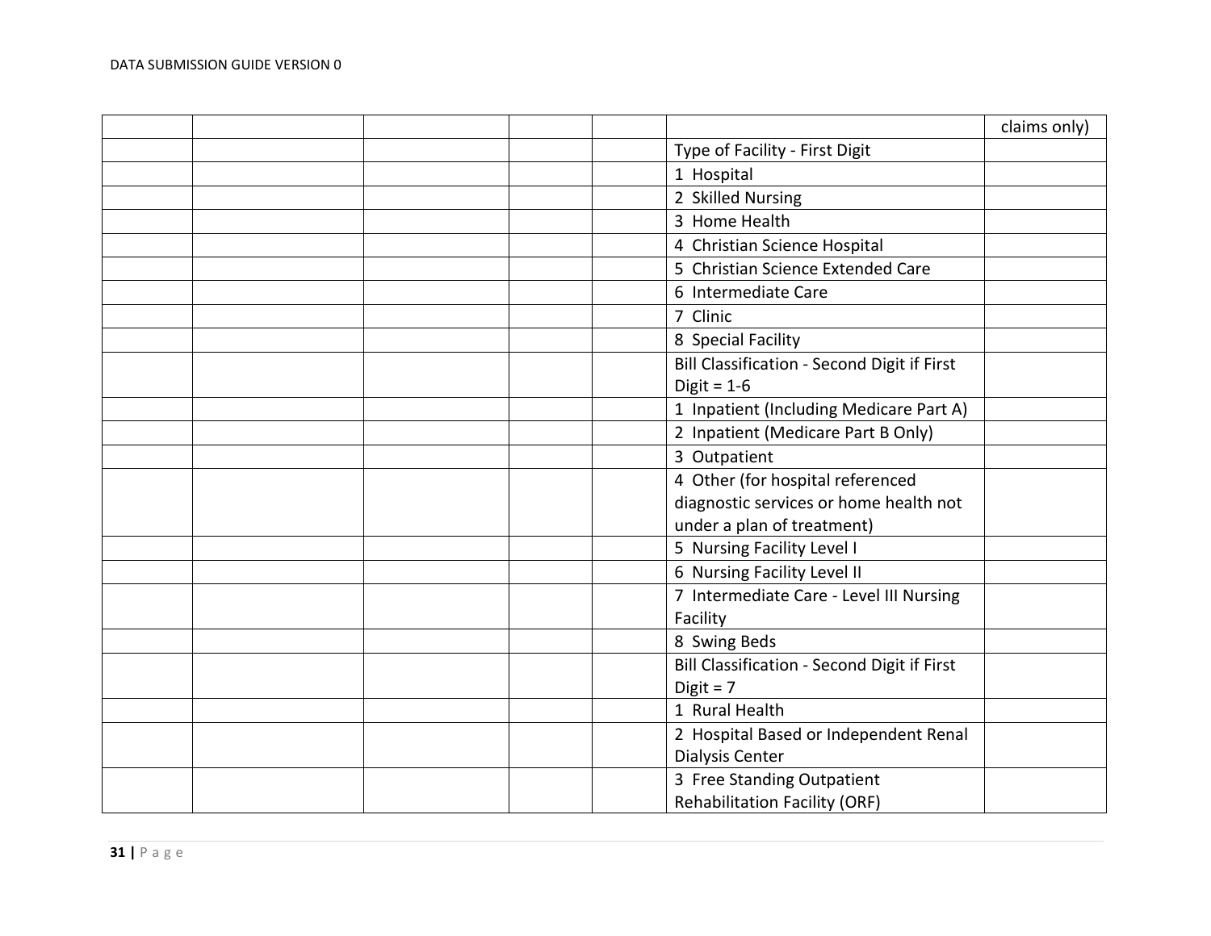| | | | | | | |
|---|---|---|---|---|---|---|
| | | | | | | claims only) |
| | | | | | Type of Facility - First Digit | |
| | | | | | 1 Hospital | |
| | | | | | 2 Skilled Nursing | |
| | | | | | 3 Home Health | |
| | | | | | 4 Christian Science Hospital | |
| | | | | | 5 Christian Science Extended Care | |
| | | | | | 6 Intermediate Care | |
| | | | | | 7 Clinic | |
| | | | | | 8 Special Facility | |
| | | | | | Bill Classification - Second Digit if First Digit = 1-6 | |
| | | | | | 1 Inpatient (Including Medicare Part A) | |
| | | | | | 2 Inpatient (Medicare Part B Only) | |
| | | | | | 3 Outpatient | |
| | | | | | 4 Other (for hospital referenced diagnostic services or home health not under a plan of treatment) | |
| | | | | | 5 Nursing Facility Level I | |
| | | | | | 6 Nursing Facility Level II | |
| | | | | | 7 Intermediate Care - Level III Nursing Facility | |
| | | | | | 8 Swing Beds | |
| | | | | | Bill Classification - Second Digit if First Digit = 7 | |
| | | | | | 1 Rural Health | |
| | | | | | 2 Hospital Based or Independent Renal Dialysis Center | |
| | | | | | 3 Free Standing Outpatient Rehabilitation Facility (ORF) | |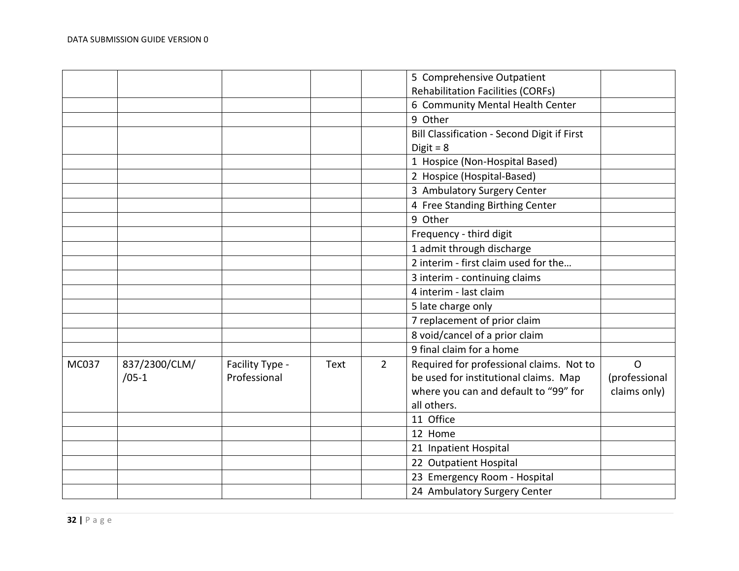| | | | | | | |
|---|---|---|---|---|---|---|
| | | | | | 5 Comprehensive Outpatient Rehabilitation Facilities (CORFs) | |
| | | | | | 6 Community Mental Health Center | |
| | | | | | 9 Other | |
| | | | | | Bill Classification - Second Digit if First Digit = 8 | |
| | | | | | 1 Hospice (Non-Hospital Based) | |
| | | | | | 2 Hospice (Hospital-Based) | |
| | | | | | 3 Ambulatory Surgery Center | |
| | | | | | 4 Free Standing Birthing Center | |
| | | | | | 9 Other | |
| | | | | | Frequency - third digit | |
| | | | | | 1 admit through discharge | |
| | | | | | 2 interim - first claim used for the… | |
| | | | | | 3 interim - continuing claims | |
| | | | | | 4 interim - last claim | |
| | | | | | 5 late charge only | |
| | | | | | 7 replacement of prior claim | |
| | | | | | 8 void/cancel of a prior claim | |
| | | | | | 9 final claim for a home | |
| MC037 | 837/2300/CLM/ /05-1 | Facility Type - Professional | Text | 2 | Required for professional claims. Not to be used for institutional claims. Map where you can and default to "99" for all others. | O (professional claims only) |
| | | | | | 11 Office | |
| | | | | | 12 Home | |
| | | | | | 21 Inpatient Hospital | |
| | | | | | 22 Outpatient Hospital | |
| | | | | | 23 Emergency Room - Hospital | |
| | | | | | 24 Ambulatory Surgery Center | |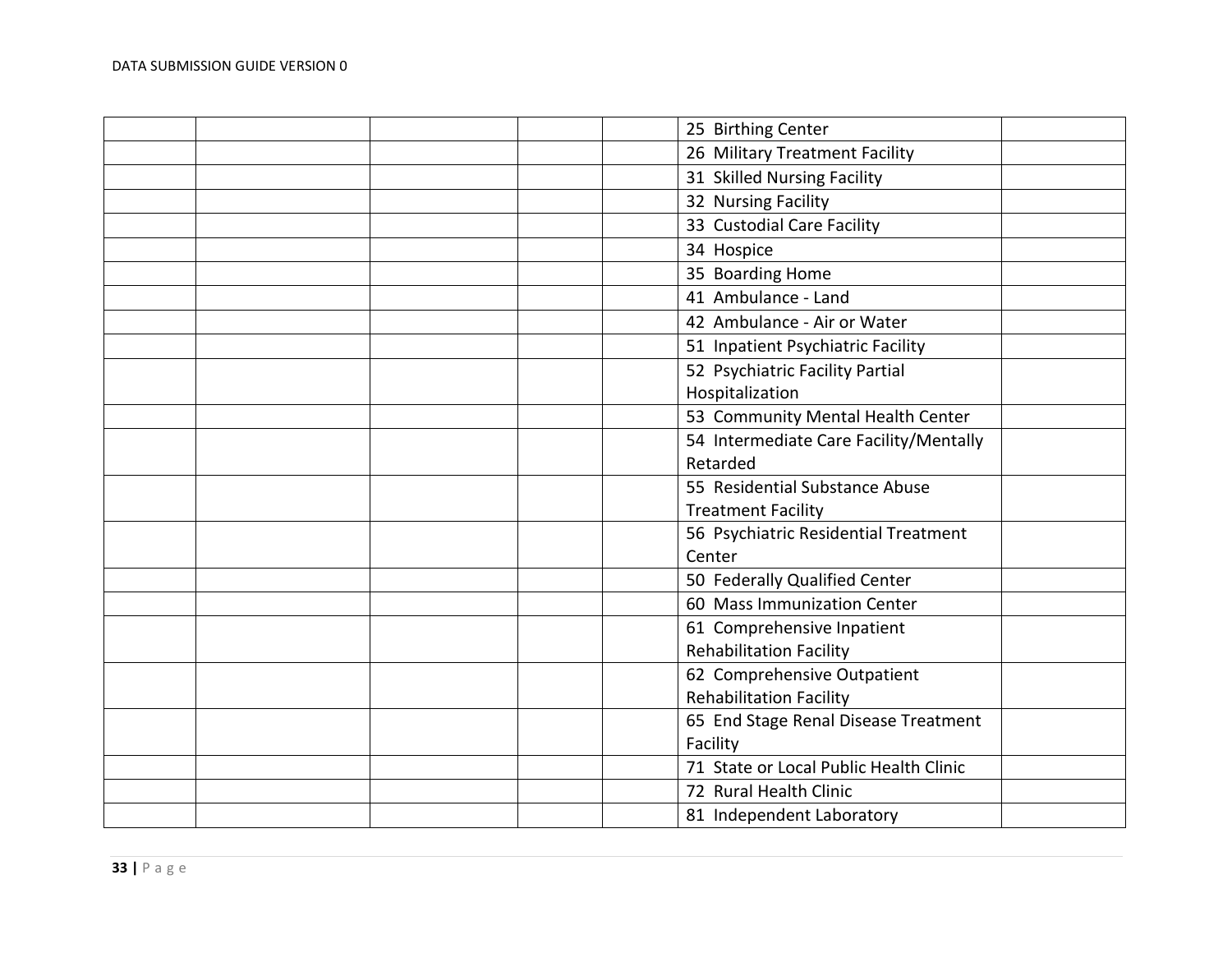| | | | | | | |
|---|---|---|---|---|---|---|
| | | | | | 25 Birthing Center | |
| | | | | | 26 Military Treatment Facility | |
| | | | | | 31 Skilled Nursing Facility | |
| | | | | | 32 Nursing Facility | |
| | | | | | 33 Custodial Care Facility | |
| | | | | | 34 Hospice | |
| | | | | | 35 Boarding Home | |
| | | | | | 41 Ambulance - Land | |
| | | | | | 42 Ambulance - Air or Water | |
| | | | | | 51 Inpatient Psychiatric Facility | |
| | | | | | 52 Psychiatric Facility Partial Hospitalization | |
| | | | | | 53 Community Mental Health Center | |
| | | | | | 54 Intermediate Care Facility/Mentally Retarded | |
| | | | | | 55 Residential Substance Abuse Treatment Facility | |
| | | | | | 56 Psychiatric Residential Treatment Center | |
| | | | | | 50 Federally Qualified Center | |
| | | | | | 60 Mass Immunization Center | |
| | | | | | 61 Comprehensive Inpatient Rehabilitation Facility | |
| | | | | | 62 Comprehensive Outpatient Rehabilitation Facility | |
| | | | | | 65 End Stage Renal Disease Treatment Facility | |
| | | | | | 71 State or Local Public Health Clinic | |
| | | | | | 72 Rural Health Clinic | |
| | | | | | 81 Independent Laboratory | |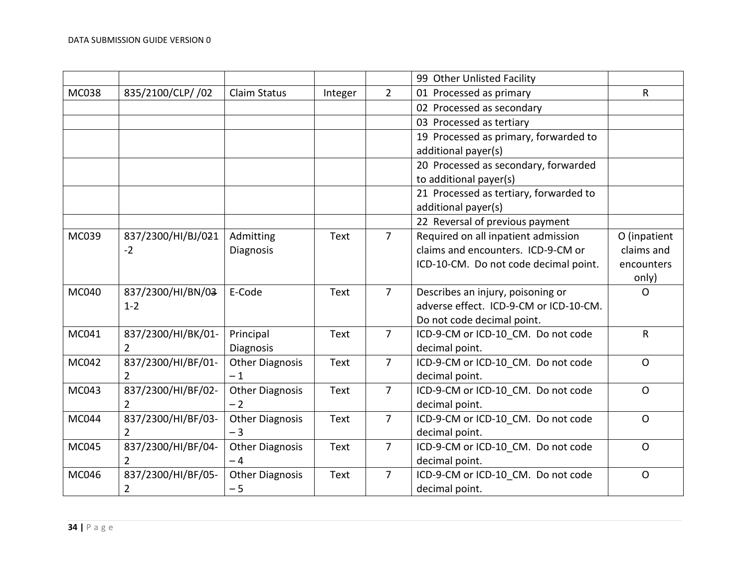| | | | | | 99 Other Unlisted Facility | |
|---|---|---|---|---|---|---|
| MC038 | 835/2100/CLP/ /02 | Claim Status | Integer | 2 | 01 Processed as primary | R |
| | | | | | 02 Processed as secondary | |
| | | | | | 03 Processed as tertiary | |
| | | | | | 19 Processed as primary, forwarded to additional payer(s) | |
| | | | | | 20 Processed as secondary, forwarded to additional payer(s) | |
| | | | | | 21 Processed as tertiary, forwarded to additional payer(s) | |
| | | | | | 22 Reversal of previous payment | |
| MC039 | 837/2300/HI/BJ/0~~2~~1-2 | Admitting Diagnosis | Text | 7 | Required on all inpatient admission claims and encounters. ICD-9-CM or ICD-10-CM. Do not code decimal point. | O (inpatient claims and encounters only) |
| MC040 | 837/2300/HI/BN/0~~3~~1-2 | E-Code | Text | 7 | Describes an injury, poisoning or adverse effect. ICD-9-CM or ICD-10-CM. Do not code decimal point. | O |
| MC041 | 837/2300/HI/BK/01-2 | Principal Diagnosis | Text | 7 | ICD-9-CM or ICD-10_CM. Do not code decimal point. | R |
| MC042 | 837/2300/HI/BF/01-2 | Other Diagnosis – 1 | Text | 7 | ICD-9-CM or ICD-10_CM. Do not code decimal point. | O |
| MC043 | 837/2300/HI/BF/02-2 | Other Diagnosis – 2 | Text | 7 | ICD-9-CM or ICD-10_CM. Do not code decimal point. | O |
| MC044 | 837/2300/HI/BF/03-2 | Other Diagnosis – 3 | Text | 7 | ICD-9-CM or ICD-10_CM. Do not code decimal point. | O |
| MC045 | 837/2300/HI/BF/04-2 | Other Diagnosis – 4 | Text | 7 | ICD-9-CM or ICD-10_CM. Do not code decimal point. | O |
| MC046 | 837/2300/HI/BF/05-2 | Other Diagnosis – 5 | Text | 7 | ICD-9-CM or ICD-10_CM. Do not code decimal point. | O |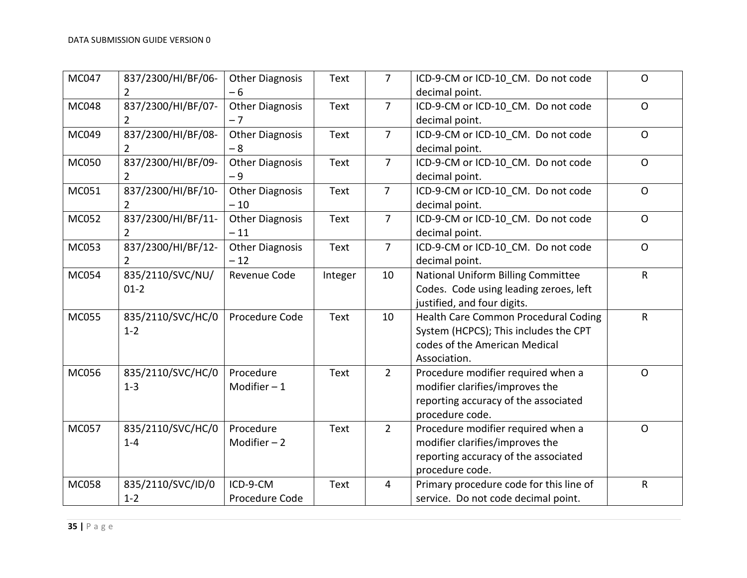| MC047 | 837/2300/HI/BF/06-2 | Other Diagnosis – 6 | Text | 7 | ICD-9-CM or ICD-10_CM. Do not code decimal point. | O |
|---|---|---|---|---|---|---|
| MC048 | 837/2300/HI/BF/07-2 | Other Diagnosis – 7 | Text | 7 | ICD-9-CM or ICD-10_CM. Do not code decimal point. | O |
| MC049 | 837/2300/HI/BF/08-2 | Other Diagnosis – 8 | Text | 7 | ICD-9-CM or ICD-10_CM. Do not code decimal point. | O |
| MC050 | 837/2300/HI/BF/09-2 | Other Diagnosis – 9 | Text | 7 | ICD-9-CM or ICD-10_CM. Do not code decimal point. | O |
| MC051 | 837/2300/HI/BF/10-2 | Other Diagnosis – 10 | Text | 7 | ICD-9-CM or ICD-10_CM. Do not code decimal point. | O |
| MC052 | 837/2300/HI/BF/11-2 | Other Diagnosis – 11 | Text | 7 | ICD-9-CM or ICD-10_CM. Do not code decimal point. | O |
| MC053 | 837/2300/HI/BF/12-2 | Other Diagnosis – 12 | Text | 7 | ICD-9-CM or ICD-10_CM. Do not code decimal point. | O |
| MC054 | 835/2110/SVC/NU/01-2 | Revenue Code | Integer | 10 | National Uniform Billing Committee Codes. Code using leading zeroes, left justified, and four digits. | R |
| MC055 | 835/2110/SVC/HC/01-2 | Procedure Code | Text | 10 | Health Care Common Procedural Coding System (HCPCS); This includes the CPT codes of the American Medical Association. | R |
| MC056 | 835/2110/SVC/HC/01-3 | Procedure Modifier – 1 | Text | 2 | Procedure modifier required when a modifier clarifies/improves the reporting accuracy of the associated procedure code. | O |
| MC057 | 835/2110/SVC/HC/01-4 | Procedure Modifier – 2 | Text | 2 | Procedure modifier required when a modifier clarifies/improves the reporting accuracy of the associated procedure code. | O |
| MC058 | 835/2110/SVC/ID/01-2 | ICD-9-CM Procedure Code | Text | 4 | Primary procedure code for this line of service. Do not code decimal point. | R |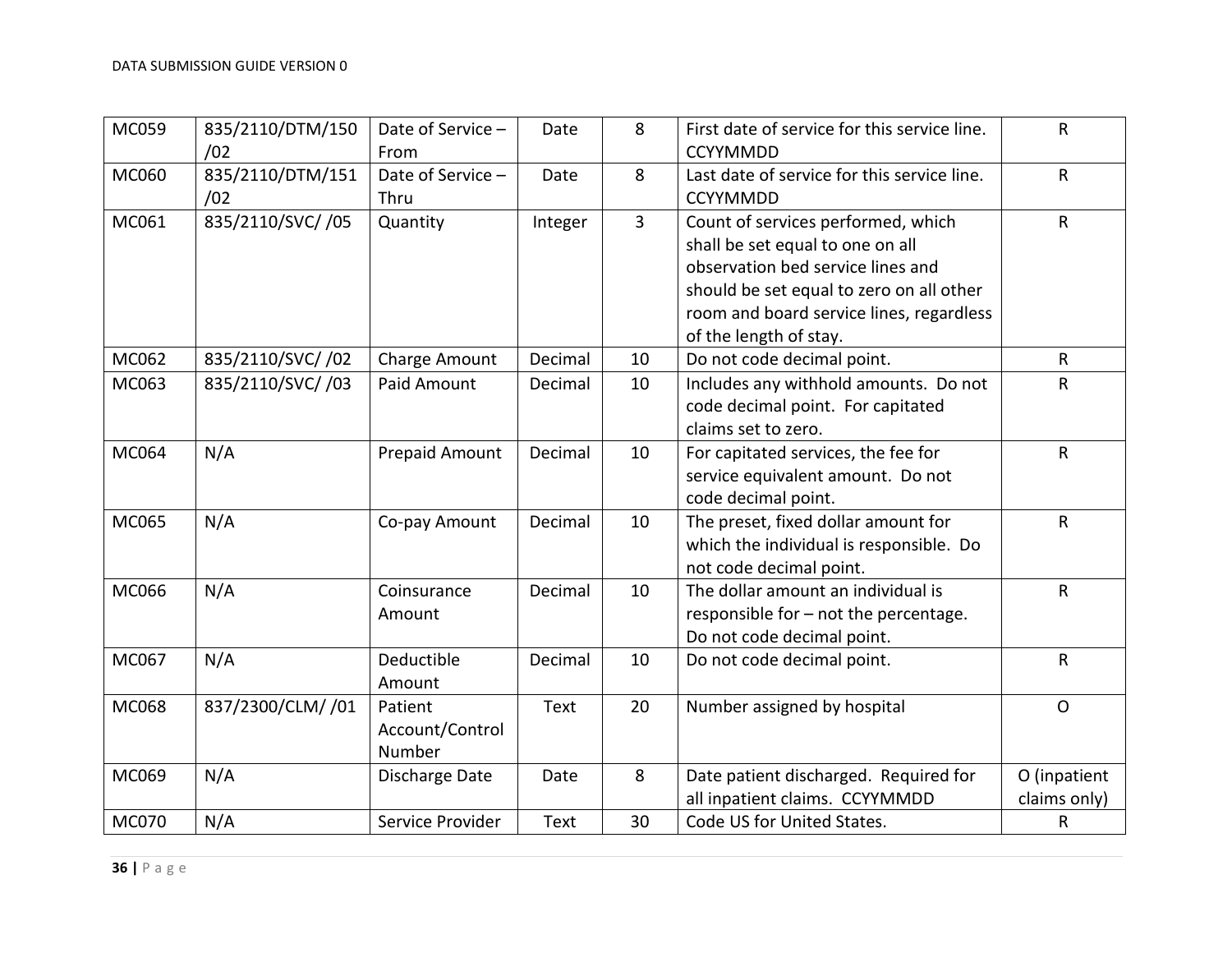| MC059 | 835/2110/DTM/150/02 | Date of Service – From | Date | 8 | First date of service for this service line. CCYYMMDD | R |
|---|---|---|---|---|---|---|
| MC060 | 835/2110/DTM/151/02 | Date of Service – Thru | Date | 8 | Last date of service for this service line. CCYYMMDD | R |
| MC061 | 835/2110/SVC/ /05 | Quantity | Integer | 3 | Count of services performed, which shall be set equal to one on all observation bed service lines and should be set equal to zero on all other room and board service lines, regardless of the length of stay. | R |
| MC062 | 835/2110/SVC/ /02 | Charge Amount | Decimal | 10 | Do not code decimal point. | R |
| MC063 | 835/2110/SVC/ /03 | Paid Amount | Decimal | 10 | Includes any withhold amounts. Do not code decimal point. For capitated claims set to zero. | R |
| MC064 | N/A | Prepaid Amount | Decimal | 10 | For capitated services, the fee for service equivalent amount. Do not code decimal point. | R |
| MC065 | N/A | Co-pay Amount | Decimal | 10 | The preset, fixed dollar amount for which the individual is responsible. Do not code decimal point. | R |
| MC066 | N/A | Coinsurance Amount | Decimal | 10 | The dollar amount an individual is responsible for – not the percentage. Do not code decimal point. | R |
| MC067 | N/A | Deductible Amount | Decimal | 10 | Do not code decimal point. | R |
| MC068 | 837/2300/CLM/ /01 | Patient Account/Control Number | Text | 20 | Number assigned by hospital | O |
| MC069 | N/A | Discharge Date | Date | 8 | Date patient discharged. Required for all inpatient claims. CCYYMMDD | O (inpatient claims only) |
| MC070 | N/A | Service Provider | Text | 30 | Code US for United States. | R |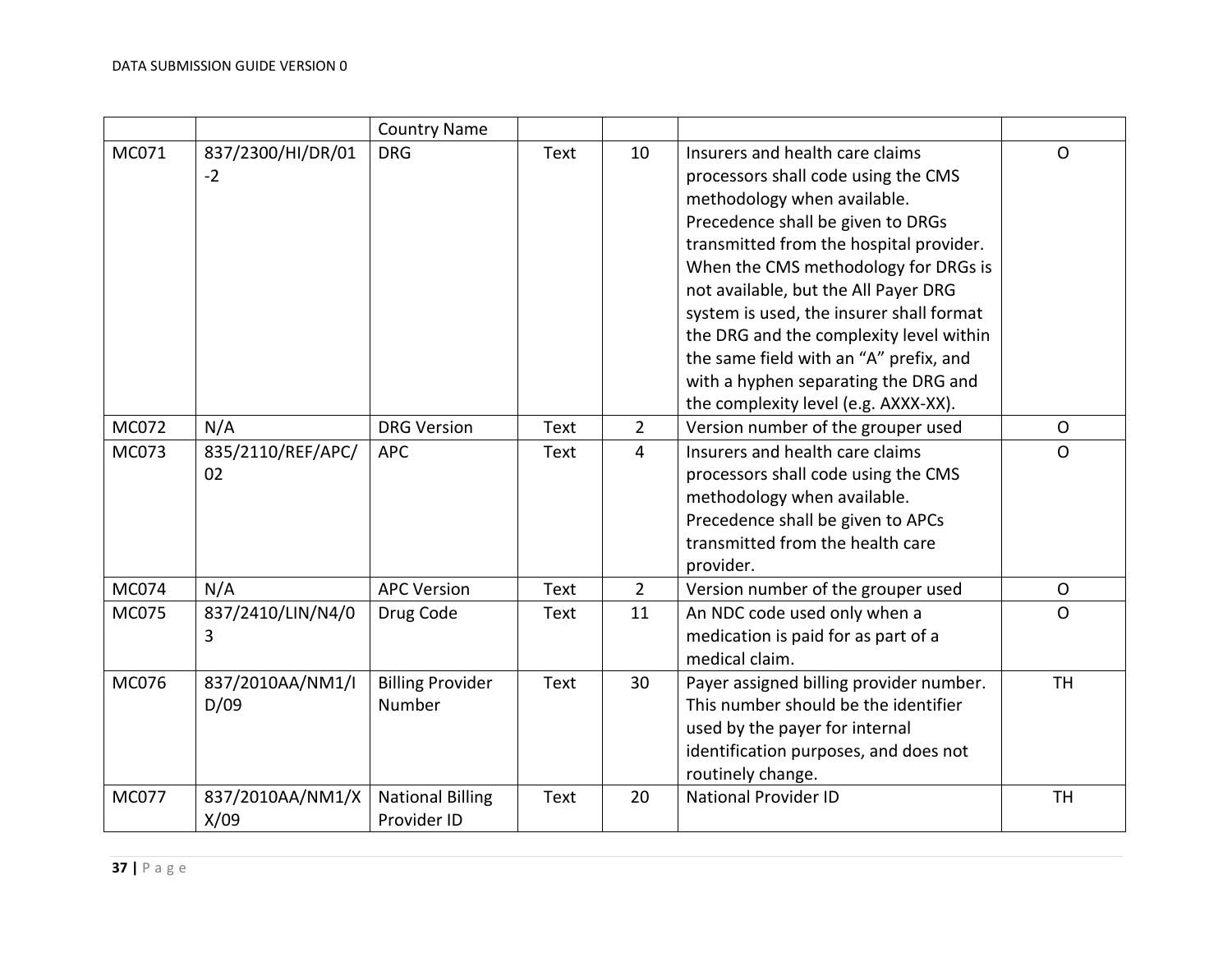| | | Country Name | | | | |
|---|---|---|---|---|---|---|
| MC071 | 837/2300/HI/DR/01-2 | DRG | Text | 10 | Insurers and health care claims processors shall code using the CMS methodology when available. Precedence shall be given to DRGs transmitted from the hospital provider. When the CMS methodology for DRGs is not available, but the All Payer DRG system is used, the insurer shall format the DRG and the complexity level within the same field with an "A" prefix, and with a hyphen separating the DRG and the complexity level (e.g. AXXX-XX). | O |
| MC072 | N/A | DRG Version | Text | 2 | Version number of the grouper used | O |
| MC073 | 835/2110/REF/APC/02 | APC | Text | 4 | Insurers and health care claims processors shall code using the CMS methodology when available. Precedence shall be given to APCs transmitted from the health care provider. | O |
| MC074 | N/A | APC Version | Text | 2 | Version number of the grouper used | O |
| MC075 | 837/2410/LIN/N4/03 | Drug Code | Text | 11 | An NDC code used only when a medication is paid for as part of a medical claim. | O |
| MC076 | 837/2010AA/NM1/ID/09 | Billing Provider Number | Text | 30 | Payer assigned billing provider number. This number should be the identifier used by the payer for internal identification purposes, and does not routinely change. | TH |
| MC077 | 837/2010AA/NM1/XX/09 | National Billing Provider ID | Text | 20 | National Provider ID | TH |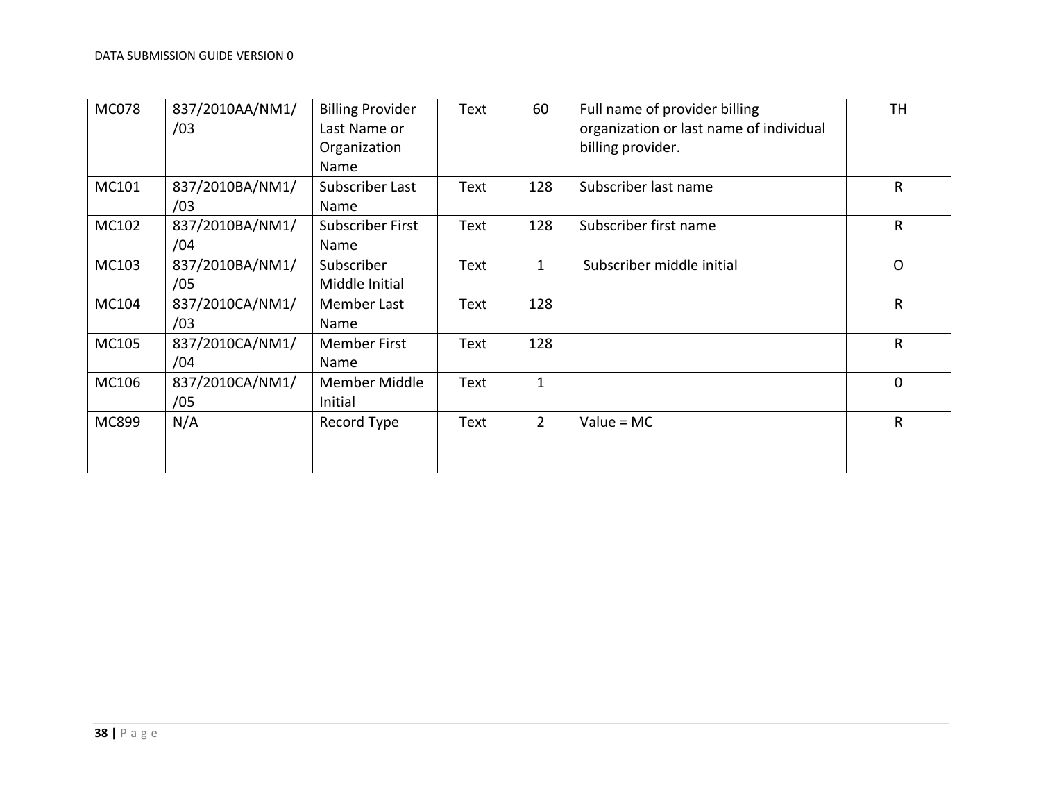| MC078 | 837/2010AA/NM1/ /03 | Billing Provider Last Name or Organization Name | Text | 60 | Full name of provider billing organization or last name of individual billing provider. | TH |
|---|---|---|---|---|---|---|
| MC101 | 837/2010BA/NM1/ /03 | Subscriber Last Name | Text | 128 | Subscriber last name | R |
| MC102 | 837/2010BA/NM1/ /04 | Subscriber First Name | Text | 128 | Subscriber first name | R |
| MC103 | 837/2010BA/NM1/ /05 | Subscriber Middle Initial | Text | 1 | Subscriber middle initial | O |
| MC104 | 837/2010CA/NM1/ /03 | Member Last Name | Text | 128 | | R |
| MC105 | 837/2010CA/NM1/ /04 | Member First Name | Text | 128 | | R |
| MC106 | 837/2010CA/NM1/ /05 | Member Middle Initial | Text | 1 | | 0 |
| MC899 | N/A | Record Type | Text | 2 | Value = MC | R |
| | | | | | | |
| | | | | | | |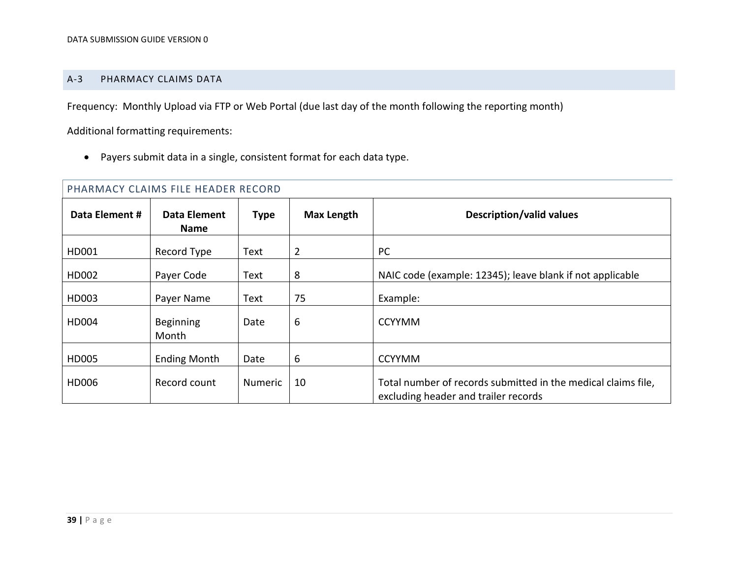## A-3 PHARMACY CLAIMS DATA

Frequency: Monthly Upload via FTP or Web Portal (due last day of the month following the reporting month)

Additional formatting requirements:

- Payers submit data in a single, consistent format for each data type.

### PHARMACY CLAIMS FILE HEADER RECORD

| Data Element # | Data Element Name | Type | Max Length | Description/valid values |
|---|---|---|---|---|
| HD001 | Record Type | Text | 2 | PC |
| HD002 | Payer Code | Text | 8 | NAIC code (example: 12345); leave blank if not applicable |
| HD003 | Payer Name | Text | 75 | Example: |
| HD004 | Beginning Month | Date | 6 | CCYYMM |
| HD005 | Ending Month | Date | 6 | CCYYMM |
| HD006 | Record count | Numeric | 10 | Total number of records submitted in the medical claims file, excluding header and trailer records |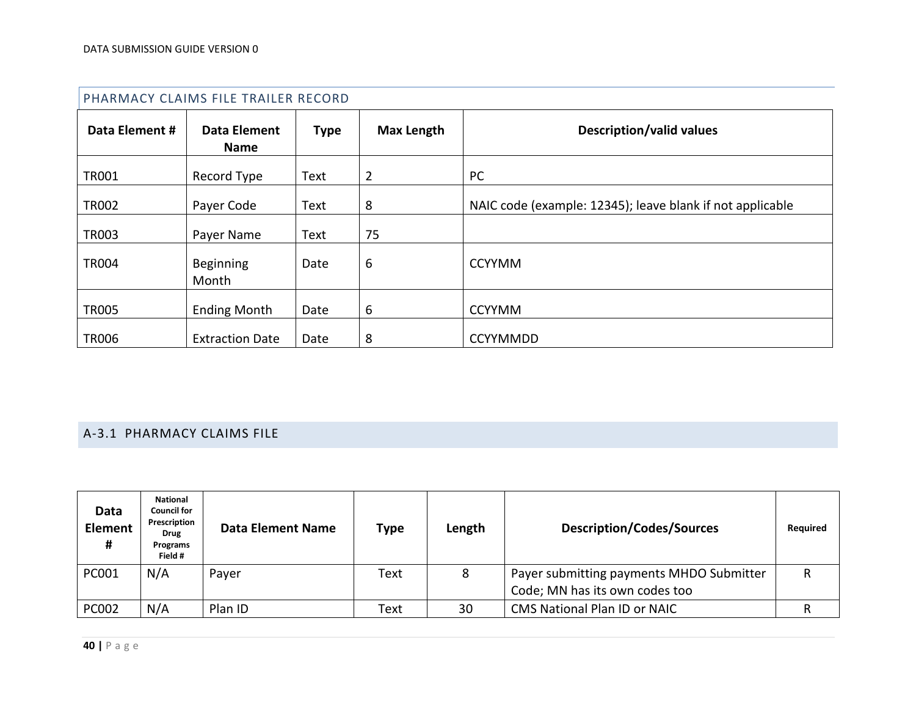### PHARMACY CLAIMS FILE TRAILER RECORD

| Data Element # | Data Element Name | Type | Max Length | Description/valid values |
|---|---|---|---|---|
| TR001 | Record Type | Text | 2 | PC |
| TR002 | Payer Code | Text | 8 | NAIC code (example: 12345); leave blank if not applicable |
| TR003 | Payer Name | Text | 75 | |
| TR004 | Beginning Month | Date | 6 | CCYYMM |
| TR005 | Ending Month | Date | 6 | CCYYMM |
| TR006 | Extraction Date | Date | 8 | CCYYMMDD |

## A-3.1 PHARMACY CLAIMS FILE

| Data Element # | National Council for Prescription Drug Programs Field # | Data Element Name | Type | Length | Description/Codes/Sources | Required |
|---|---|---|---|---|---|---|
| PC001 | N/A | Payer | Text | 8 | Payer submitting payments MHDO Submitter Code; MN has its own codes too | R |
| PC002 | N/A | Plan ID | Text | 30 | CMS National Plan ID or NAIC | R |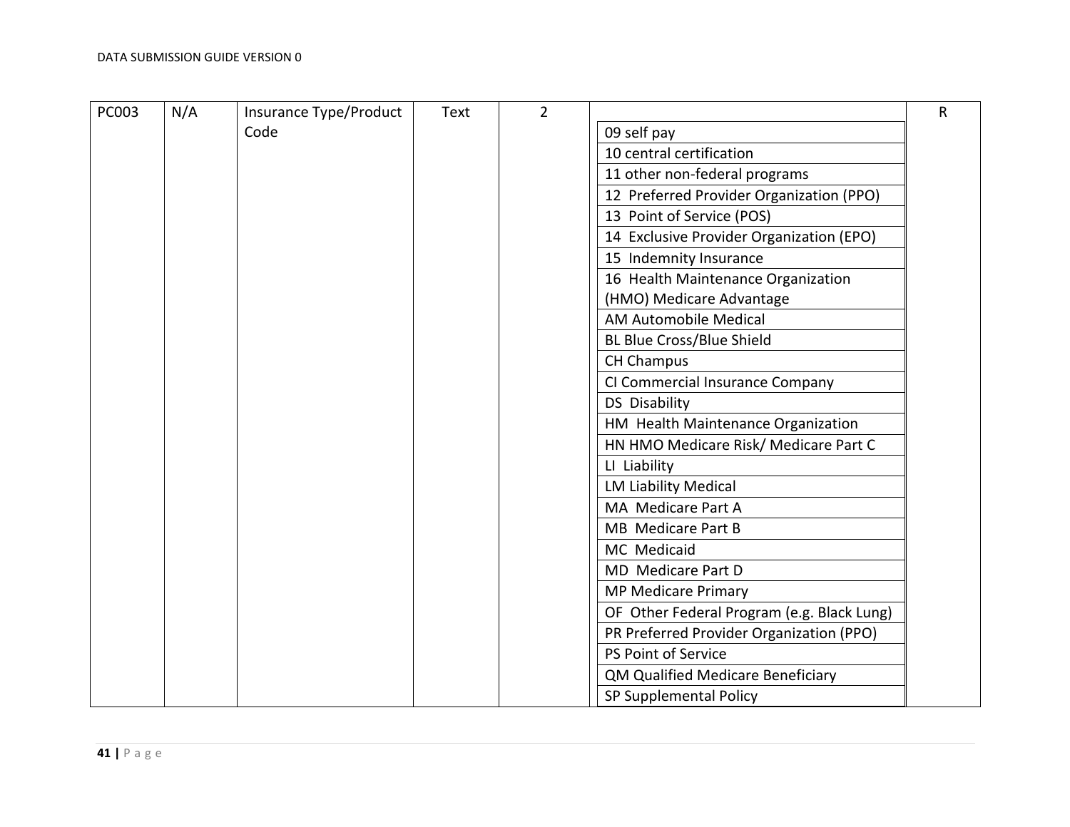| PC003 | N/A | Insurance Type/Product Code | Text | 2 | 09 self pay<br>10 central certification<br>11 other non-federal programs<br>12 Preferred Provider Organization (PPO)<br>13 Point of Service (POS)<br>14 Exclusive Provider Organization (EPO)<br>15 Indemnity Insurance<br>16 Health Maintenance Organization (HMO) Medicare Advantage<br>AM Automobile Medical<br>BL Blue Cross/Blue Shield<br>CH Champus<br>CI Commercial Insurance Company<br>DS Disability<br>HM Health Maintenance Organization<br>HN HMO Medicare Risk/ Medicare Part C<br>LI Liability<br>LM Liability Medical<br>MA Medicare Part A<br>MB Medicare Part B<br>MC Medicaid<br>MD Medicare Part D<br>MP Medicare Primary<br>OF Other Federal Program (e.g. Black Lung)<br>PR Preferred Provider Organization (PPO)<br>PS Point of Service<br>QM Qualified Medicare Beneficiary<br>SP Supplemental Policy | R |
|---|---|---|---|---|---|---|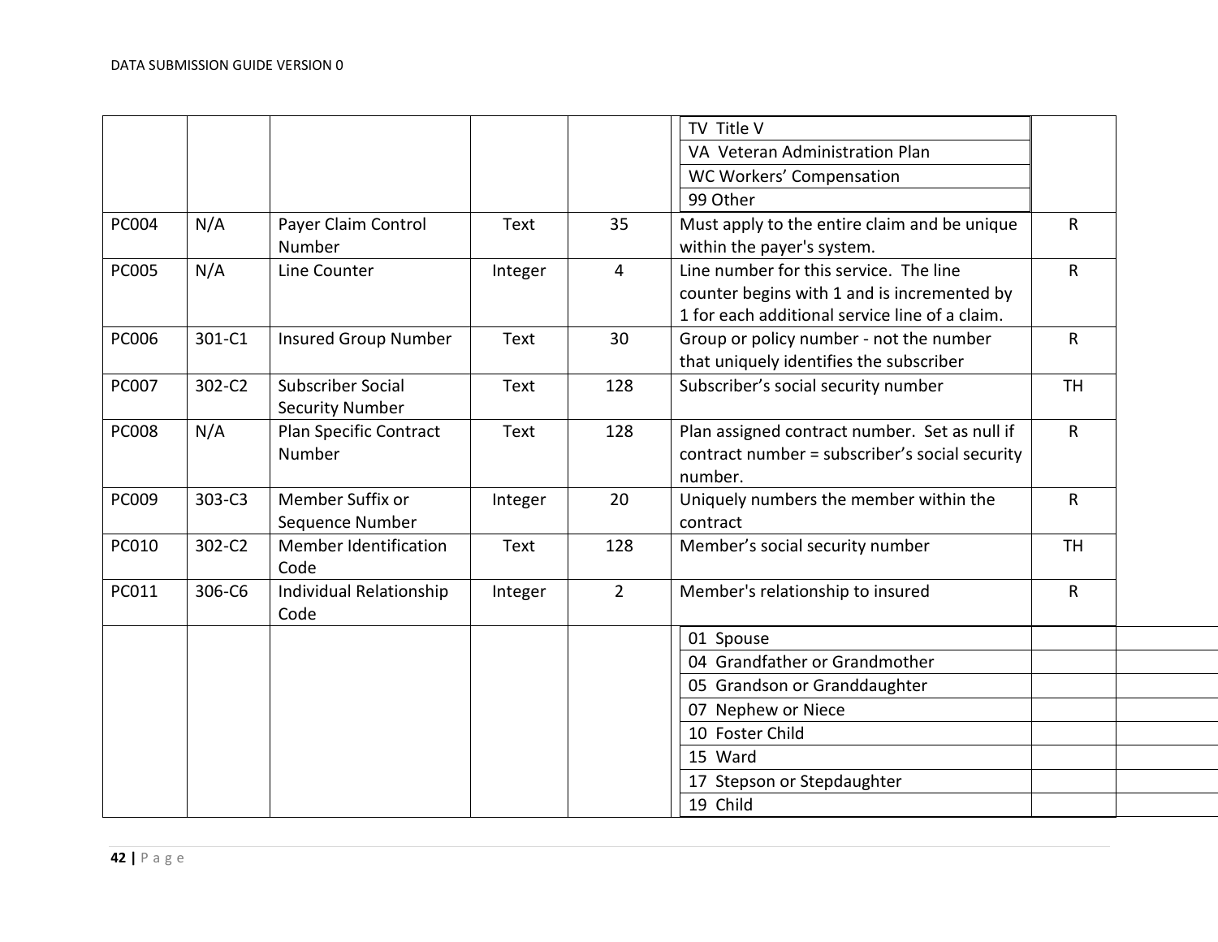| | | | | | | |
|---|---|---|---|---|---|---|
| | | | | | TV Title V | |
| | | | | | VA Veteran Administration Plan | |
| | | | | | WC Workers' Compensation | |
| | | | | | 99 Other | |
| PC004 | N/A | Payer Claim Control Number | Text | 35 | Must apply to the entire claim and be unique within the payer's system. | R |
| PC005 | N/A | Line Counter | Integer | 4 | Line number for this service. The line counter begins with 1 and is incremented by 1 for each additional service line of a claim. | R |
| PC006 | 301-C1 | Insured Group Number | Text | 30 | Group or policy number - not the number that uniquely identifies the subscriber | R |
| PC007 | 302-C2 | Subscriber Social Security Number | Text | 128 | Subscriber's social security number | TH |
| PC008 | N/A | Plan Specific Contract Number | Text | 128 | Plan assigned contract number. Set as null if contract number = subscriber's social security number. | R |
| PC009 | 303-C3 | Member Suffix or Sequence Number | Integer | 20 | Uniquely numbers the member within the contract | R |
| PC010 | 302-C2 | Member Identification Code | Text | 128 | Member's social security number | TH |
| PC011 | 306-C6 | Individual Relationship Code | Integer | 2 | Member's relationship to insured | R |
| | | | | | 01 Spouse | |
| | | | | | 04 Grandfather or Grandmother | |
| | | | | | 05 Grandson or Granddaughter | |
| | | | | | 07 Nephew or Niece | |
| | | | | | 10 Foster Child | |
| | | | | | 15 Ward | |
| | | | | | 17 Stepson or Stepdaughter | |
| | | | | | 19 Child | |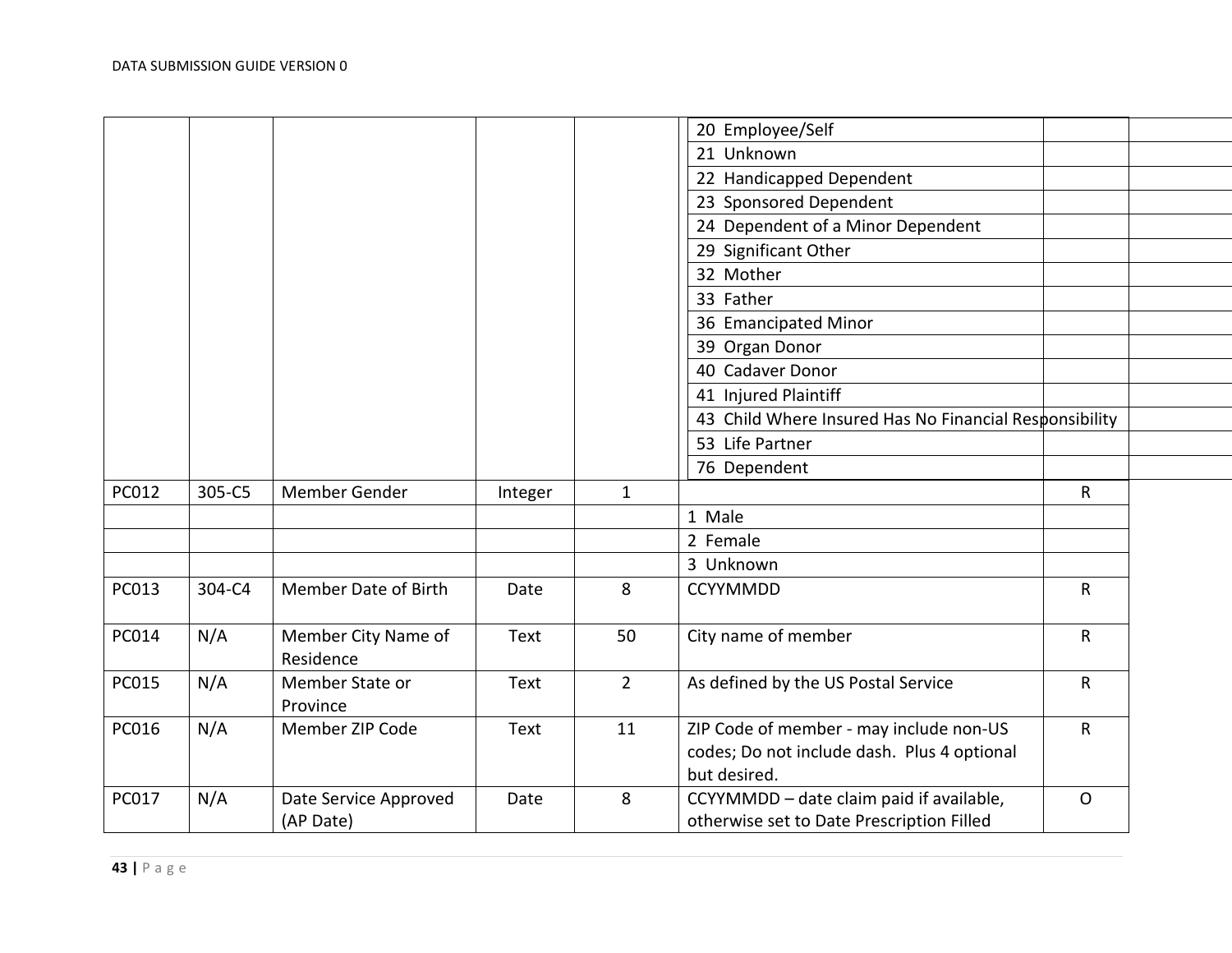| | | | | | | |
|---|---|---|---|---|---|---|
| | | | | | 20 Employee/Self | |
| | | | | | 21 Unknown | |
| | | | | | 22 Handicapped Dependent | |
| | | | | | 23 Sponsored Dependent | |
| | | | | | 24 Dependent of a Minor Dependent | |
| | | | | | 29 Significant Other | |
| | | | | | 32 Mother | |
| | | | | | 33 Father | |
| | | | | | 36 Emancipated Minor | |
| | | | | | 39 Organ Donor | |
| | | | | | 40 Cadaver Donor | |
| | | | | | 41 Injured Plaintiff | |
| | | | | | 43 Child Where Insured Has No Financial Responsibility | |
| | | | | | 53 Life Partner | |
| | | | | | 76 Dependent | |
| PC012 | 305-C5 | Member Gender | Integer | 1 | | R |
| | | | | | 1 Male | |
| | | | | | 2 Female | |
| | | | | | 3 Unknown | |
| PC013 | 304-C4 | Member Date of Birth | Date | 8 | CCYYMMDD | R |
| PC014 | N/A | Member City Name of Residence | Text | 50 | City name of member | R |
| PC015 | N/A | Member State or Province | Text | 2 | As defined by the US Postal Service | R |
| PC016 | N/A | Member ZIP Code | Text | 11 | ZIP Code of member - may include non-US codes; Do not include dash. Plus 4 optional but desired. | R |
| PC017 | N/A | Date Service Approved (AP Date) | Date | 8 | CCYYMMDD – date claim paid if available, otherwise set to Date Prescription Filled | O |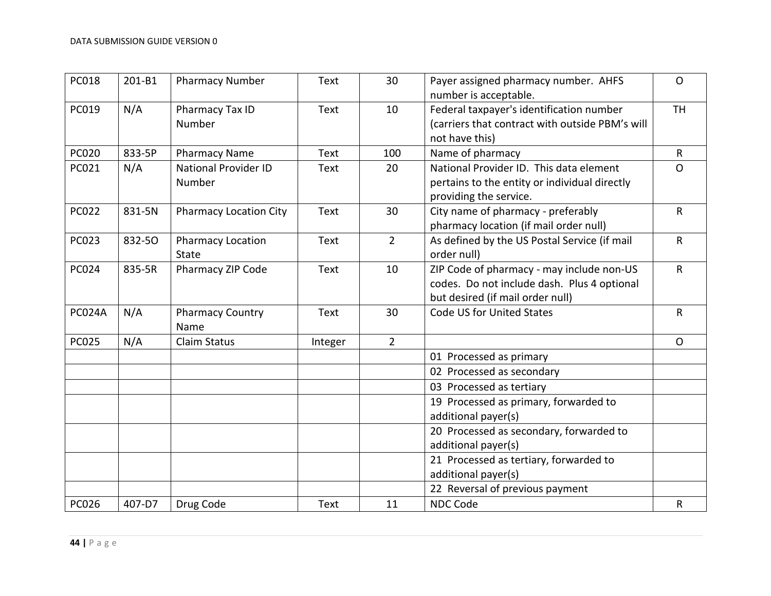| PC018 | 201-B1 | Pharmacy Number | Text | 30 | Payer assigned pharmacy number. AHFS number is acceptable. | O |
|---|---|---|---|---|---|---|
| PC019 | N/A | Pharmacy Tax ID Number | Text | 10 | Federal taxpayer's identification number (carriers that contract with outside PBM's will not have this) | TH |
| PC020 | 833-5P | Pharmacy Name | Text | 100 | Name of pharmacy | R |
| PC021 | N/A | National Provider ID Number | Text | 20 | National Provider ID. This data element pertains to the entity or individual directly providing the service. | O |
| PC022 | 831-5N | Pharmacy Location City | Text | 30 | City name of pharmacy - preferably pharmacy location (if mail order null) | R |
| PC023 | 832-5O | Pharmacy Location State | Text | 2 | As defined by the US Postal Service (if mail order null) | R |
| PC024 | 835-5R | Pharmacy ZIP Code | Text | 10 | ZIP Code of pharmacy - may include non-US codes. Do not include dash. Plus 4 optional but desired (if mail order null) | R |
| PC024A | N/A | Pharmacy Country Name | Text | 30 | Code US for United States | R |
| PC025 | N/A | Claim Status | Integer | 2 | | O |
| | | | | | 01 Processed as primary | |
| | | | | | 02 Processed as secondary | |
| | | | | | 03 Processed as tertiary | |
| | | | | | 19 Processed as primary, forwarded to additional payer(s) | |
| | | | | | 20 Processed as secondary, forwarded to additional payer(s) | |
| | | | | | 21 Processed as tertiary, forwarded to additional payer(s) | |
| | | | | | 22 Reversal of previous payment | |
| PC026 | 407-D7 | Drug Code | Text | 11 | NDC Code | R |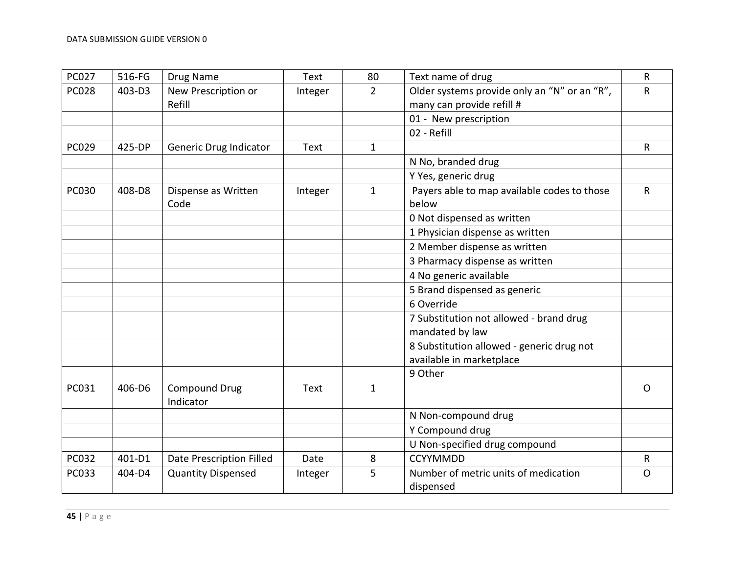| PC027 | 516-FG | Drug Name | Text | 80 | Text name of drug | R |
|---|---|---|---|---|---|---|
| PC028 | 403-D3 | New Prescription or Refill | Integer | 2 | Older systems provide only an "N" or an "R", many can provide refill # | R |
| | | | | | 01 - New prescription | |
| | | | | | 02 - Refill | |
| PC029 | 425-DP | Generic Drug Indicator | Text | 1 | | R |
| | | | | | N No, branded drug | |
| | | | | | Y Yes, generic drug | |
| PC030 | 408-D8 | Dispense as Written Code | Integer | 1 | Payers able to map available codes to those below | R |
| | | | | | 0 Not dispensed as written | |
| | | | | | 1 Physician dispense as written | |
| | | | | | 2 Member dispense as written | |
| | | | | | 3 Pharmacy dispense as written | |
| | | | | | 4 No generic available | |
| | | | | | 5 Brand dispensed as generic | |
| | | | | | 6 Override | |
| | | | | | 7 Substitution not allowed - brand drug mandated by law | |
| | | | | | 8 Substitution allowed - generic drug not available in marketplace | |
| | | | | | 9 Other | |
| PC031 | 406-D6 | Compound Drug Indicator | Text | 1 | | O |
| | | | | | N Non-compound drug | |
| | | | | | Y Compound drug | |
| | | | | | U Non-specified drug compound | |
| PC032 | 401-D1 | Date Prescription Filled | Date | 8 | CCYYMMDD | R |
| PC033 | 404-D4 | Quantity Dispensed | Integer | 5 | Number of metric units of medication dispensed | O |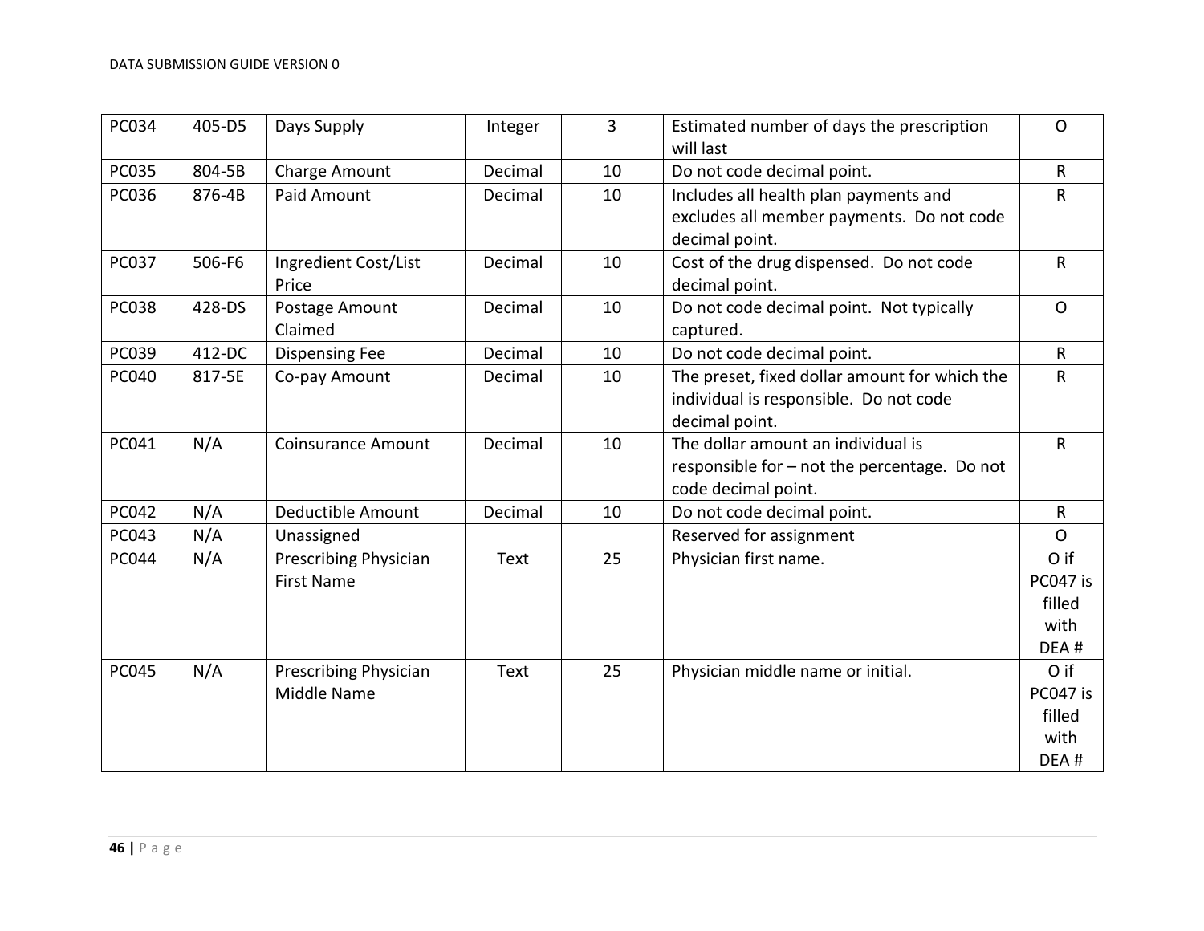| PC034 | 405-D5 | Days Supply | Integer | 3 | Estimated number of days the prescription will last | O |
|---|---|---|---|---|---|---|
| PC035 | 804-5B | Charge Amount | Decimal | 10 | Do not code decimal point. | R |
| PC036 | 876-4B | Paid Amount | Decimal | 10 | Includes all health plan payments and excludes all member payments. Do not code decimal point. | R |
| PC037 | 506-F6 | Ingredient Cost/List Price | Decimal | 10 | Cost of the drug dispensed. Do not code decimal point. | R |
| PC038 | 428-DS | Postage Amount Claimed | Decimal | 10 | Do not code decimal point. Not typically captured. | O |
| PC039 | 412-DC | Dispensing Fee | Decimal | 10 | Do not code decimal point. | R |
| PC040 | 817-5E | Co-pay Amount | Decimal | 10 | The preset, fixed dollar amount for which the individual is responsible. Do not code decimal point. | R |
| PC041 | N/A | Coinsurance Amount | Decimal | 10 | The dollar amount an individual is responsible for – not the percentage. Do not code decimal point. | R |
| PC042 | N/A | Deductible Amount | Decimal | 10 | Do not code decimal point. | R |
| PC043 | N/A | Unassigned | | | Reserved for assignment | O |
| PC044 | N/A | Prescribing Physician First Name | Text | 25 | Physician first name. | O if PC047 is filled with DEA # |
| PC045 | N/A | Prescribing Physician Middle Name | Text | 25 | Physician middle name or initial. | O if PC047 is filled with DEA # |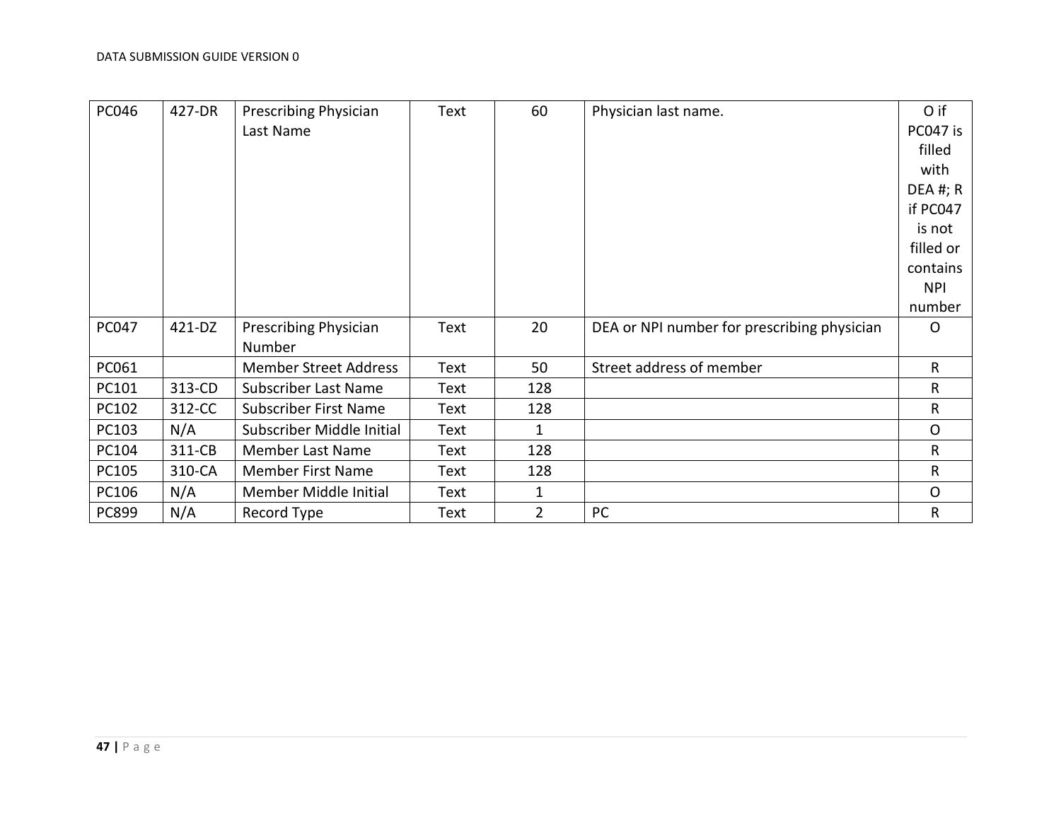| PC046 | 427-DR | Prescribing Physician Last Name | Text | 60 | Physician last name. | O if PC047 is filled with DEA #; R if PC047 is not filled or contains NPI number |
|---|---|---|---|---|---|---|
| PC047 | 421-DZ | Prescribing Physician Number | Text | 20 | DEA or NPI number for prescribing physician | O |
| PC061 | | Member Street Address | Text | 50 | Street address of member | R |
| PC101 | 313-CD | Subscriber Last Name | Text | 128 | | R |
| PC102 | 312-CC | Subscriber First Name | Text | 128 | | R |
| PC103 | N/A | Subscriber Middle Initial | Text | 1 | | O |
| PC104 | 311-CB | Member Last Name | Text | 128 | | R |
| PC105 | 310-CA | Member First Name | Text | 128 | | R |
| PC106 | N/A | Member Middle Initial | Text | 1 | | O |
| PC899 | N/A | Record Type | Text | 2 | PC | R |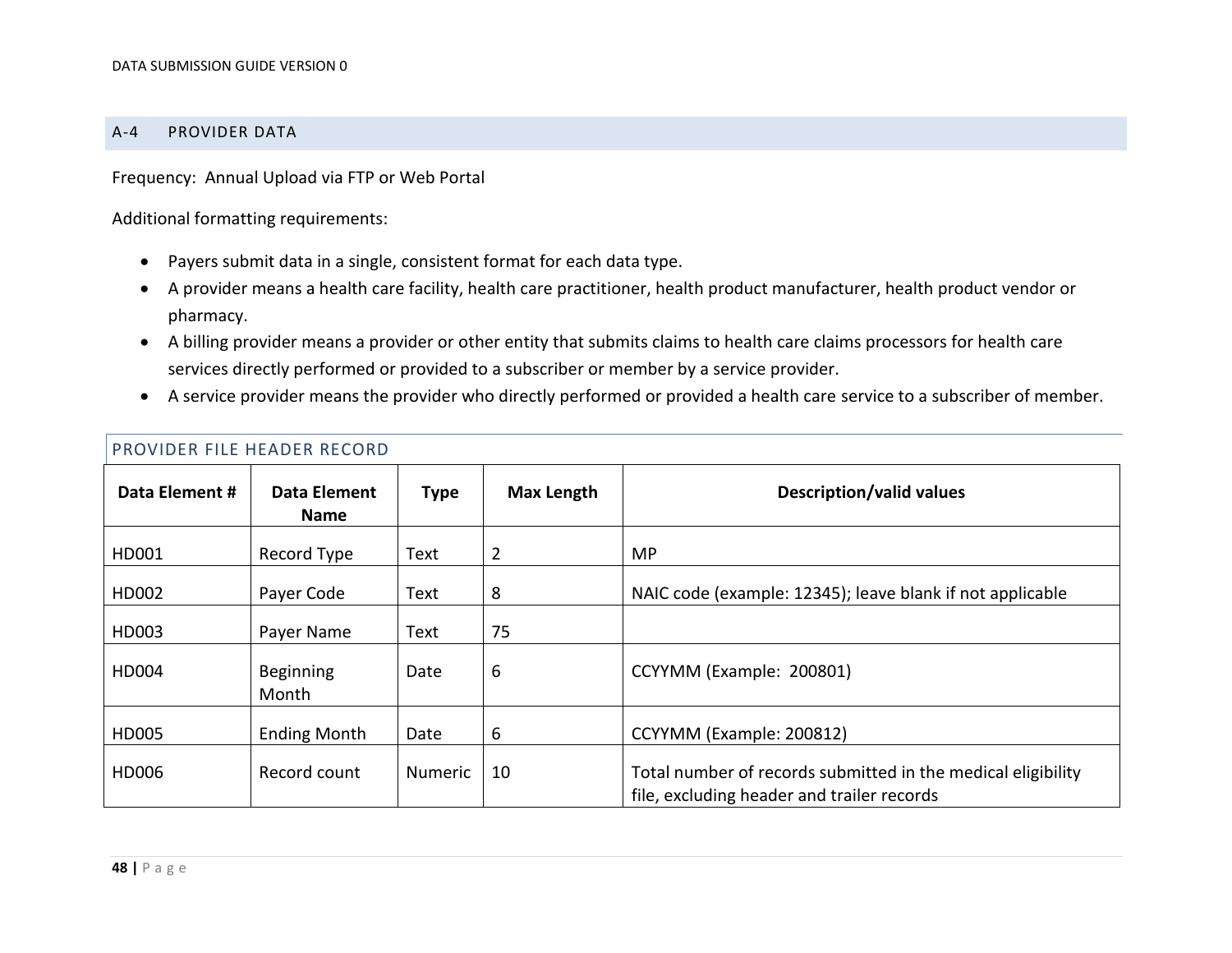## A-4 PROVIDER DATA

Frequency: Annual Upload via FTP or Web Portal

Additional formatting requirements:

- Payers submit data in a single, consistent format for each data type.
- A provider means a health care facility, health care practitioner, health product manufacturer, health product vendor or pharmacy.
- A billing provider means a provider or other entity that submits claims to health care claims processors for health care services directly performed or provided to a subscriber or member by a service provider.
- A service provider means the provider who directly performed or provided a health care service to a subscriber of member.

### PROVIDER FILE HEADER RECORD

| Data Element # | Data Element Name | Type | Max Length | Description/valid values |
|---|---|---|---|---|
| HD001 | Record Type | Text | 2 | MP |
| HD002 | Payer Code | Text | 8 | NAIC code (example: 12345); leave blank if not applicable |
| HD003 | Payer Name | Text | 75 | |
| HD004 | Beginning Month | Date | 6 | CCYYMM (Example: 200801) |
| HD005 | Ending Month | Date | 6 | CCYYMM (Example: 200812) |
| HD006 | Record count | Numeric | 10 | Total number of records submitted in the medical eligibility file, excluding header and trailer records |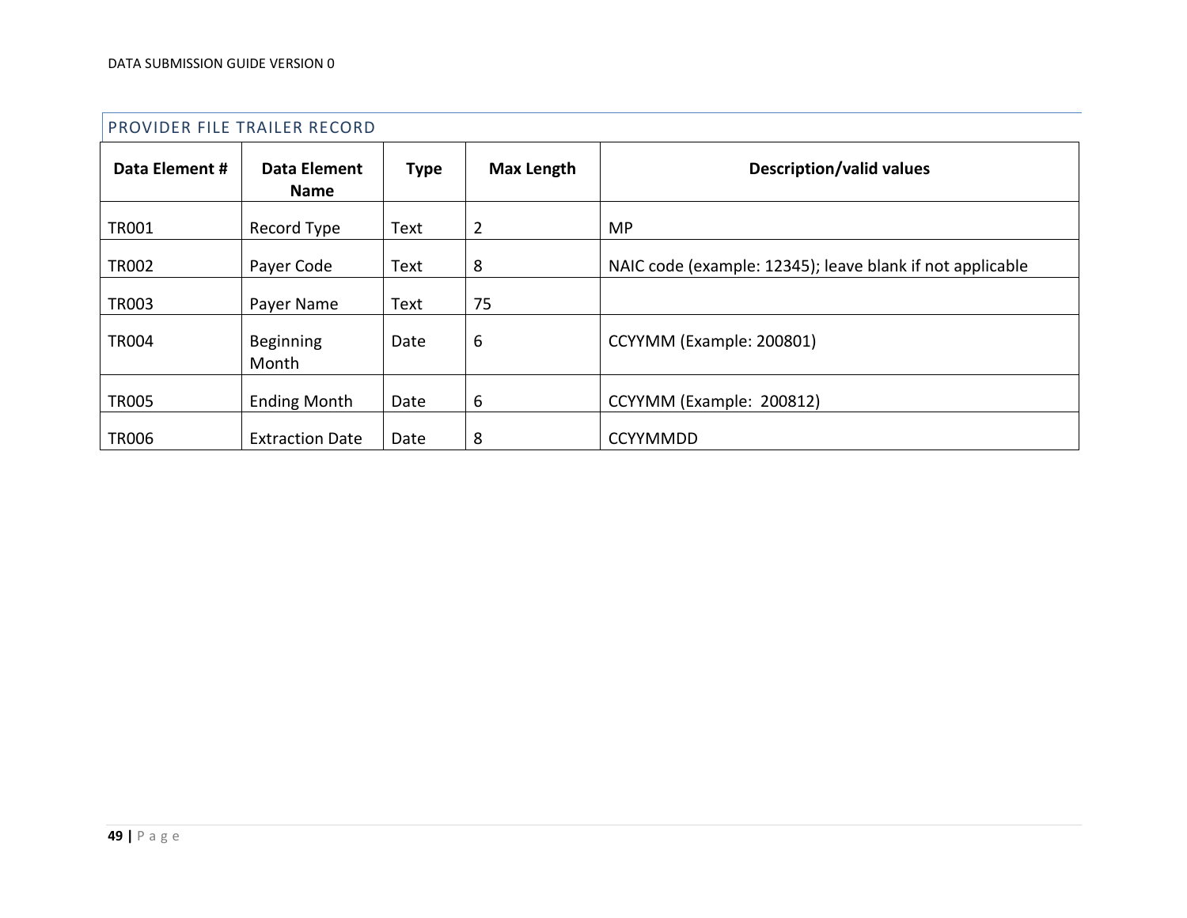## PROVIDER FILE TRAILER RECORD

| Data Element # | Data Element Name | Type | Max Length | Description/valid values |
|---|---|---|---|---|
| TR001 | Record Type | Text | 2 | MP |
| TR002 | Payer Code | Text | 8 | NAIC code (example: 12345); leave blank if not applicable |
| TR003 | Payer Name | Text | 75 | |
| TR004 | Beginning Month | Date | 6 | CCYYMM (Example: 200801) |
| TR005 | Ending Month | Date | 6 | CCYYMM (Example: 200812) |
| TR006 | Extraction Date | Date | 8 | CCYYMMDD |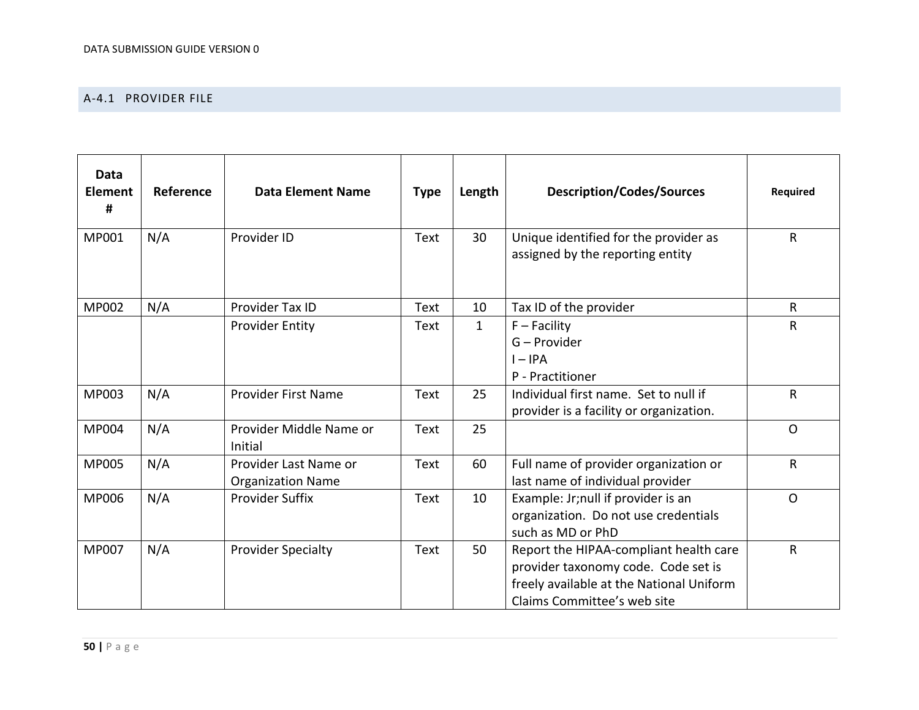### A-4.1 PROVIDER FILE

| Data Element # | Reference | Data Element Name | Type | Length | Description/Codes/Sources | Required |
|---|---|---|---|---|---|---|
| MP001 | N/A | Provider ID | Text | 30 | Unique identified for the provider as assigned by the reporting entity | R |
| MP002 | N/A | Provider Tax ID | Text | 10 | Tax ID of the provider | R |
| | | Provider Entity | Text | 1 | F – Facility<br>G – Provider<br>I – IPA<br>P - Practitioner | R |
| MP003 | N/A | Provider First Name | Text | 25 | Individual first name. Set to null if provider is a facility or organization. | R |
| MP004 | N/A | Provider Middle Name or Initial | Text | 25 | | O |
| MP005 | N/A | Provider Last Name or Organization Name | Text | 60 | Full name of provider organization or last name of individual provider | R |
| MP006 | N/A | Provider Suffix | Text | 10 | Example: Jr;null if provider is an organization. Do not use credentials such as MD or PhD | O |
| MP007 | N/A | Provider Specialty | Text | 50 | Report the HIPAA-compliant health care provider taxonomy code. Code set is freely available at the National Uniform Claims Committee's web site | R |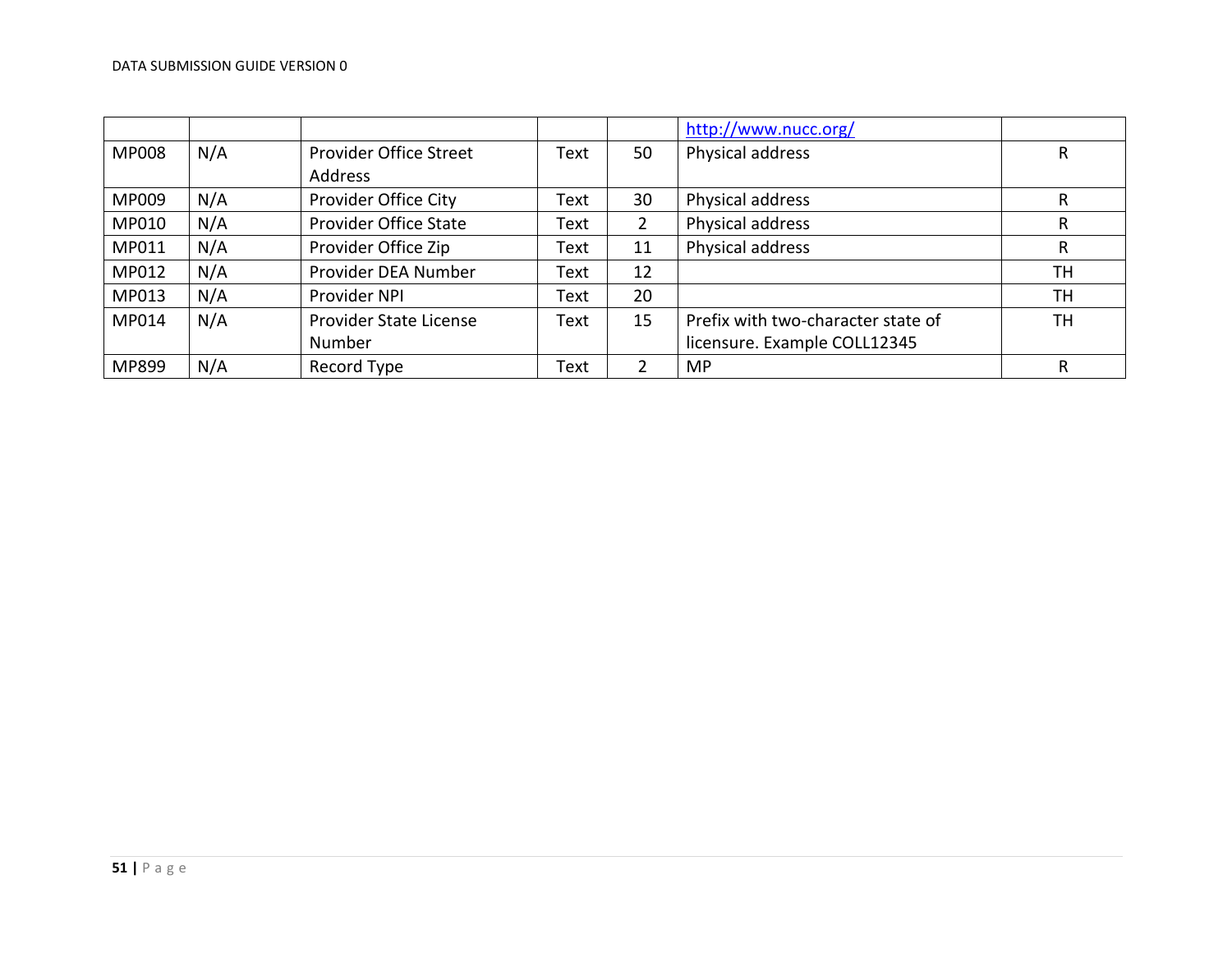| | | | | | | |
|---|---|---|---|---|---|---|
| | | | | | http://www.nucc.org/ | |
| MP008 | N/A | Provider Office Street Address | Text | 50 | Physical address | R |
| MP009 | N/A | Provider Office City | Text | 30 | Physical address | R |
| MP010 | N/A | Provider Office State | Text | 2 | Physical address | R |
| MP011 | N/A | Provider Office Zip | Text | 11 | Physical address | R |
| MP012 | N/A | Provider DEA Number | Text | 12 | | TH |
| MP013 | N/A | Provider NPI | Text | 20 | | TH |
| MP014 | N/A | Provider State License Number | Text | 15 | Prefix with two-character state of licensure. Example COLL12345 | TH |
| MP899 | N/A | Record Type | Text | 2 | MP | R |